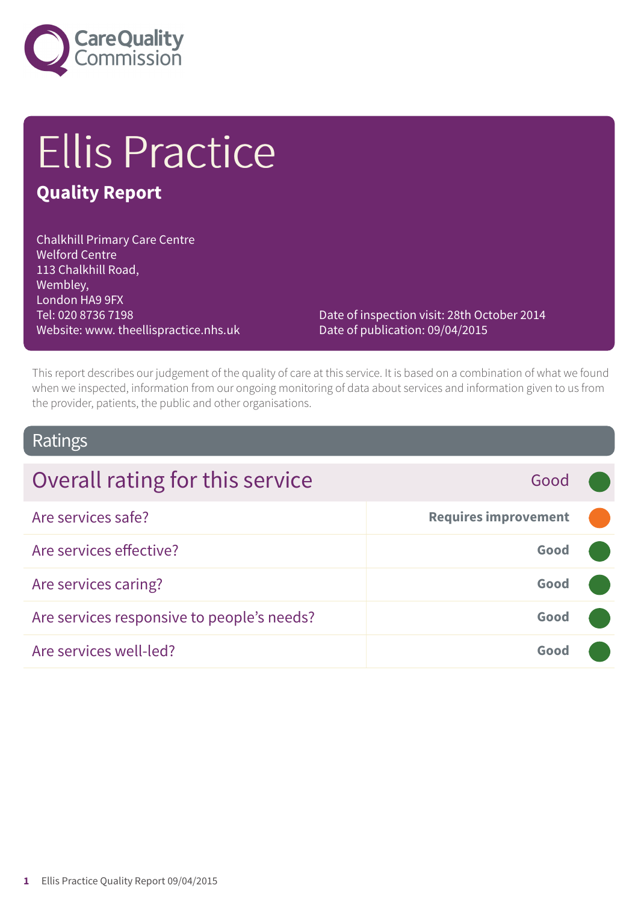Care Quality Commission

# Ellis Practice

## Quality Report

Chalkhill Primary Care Centre
Welford Centre
113 Chalkhill Road,
Wembley,
London HA9 9FX
Tel: 020 8736 7198
Website: www. theellispractice.nhs.uk

Date of inspection visit: 28th October 2014
Date of publication: 09/04/2015

This report describes our judgement of the quality of care at this service. It is based on a combination of what we found when we inspected, information from our ongoing monitoring of data about services and information given to us from the provider, patients, the public and other organisations.

## Ratings

| | |
|---|---|
| **Overall rating for this service** | **Good** |
| Are services safe? | **Requires improvement** |
| Are services effective? | **Good** |
| Are services caring? | **Good** |
| Are services responsive to people's needs? | **Good** |
| Are services well-led? | **Good** |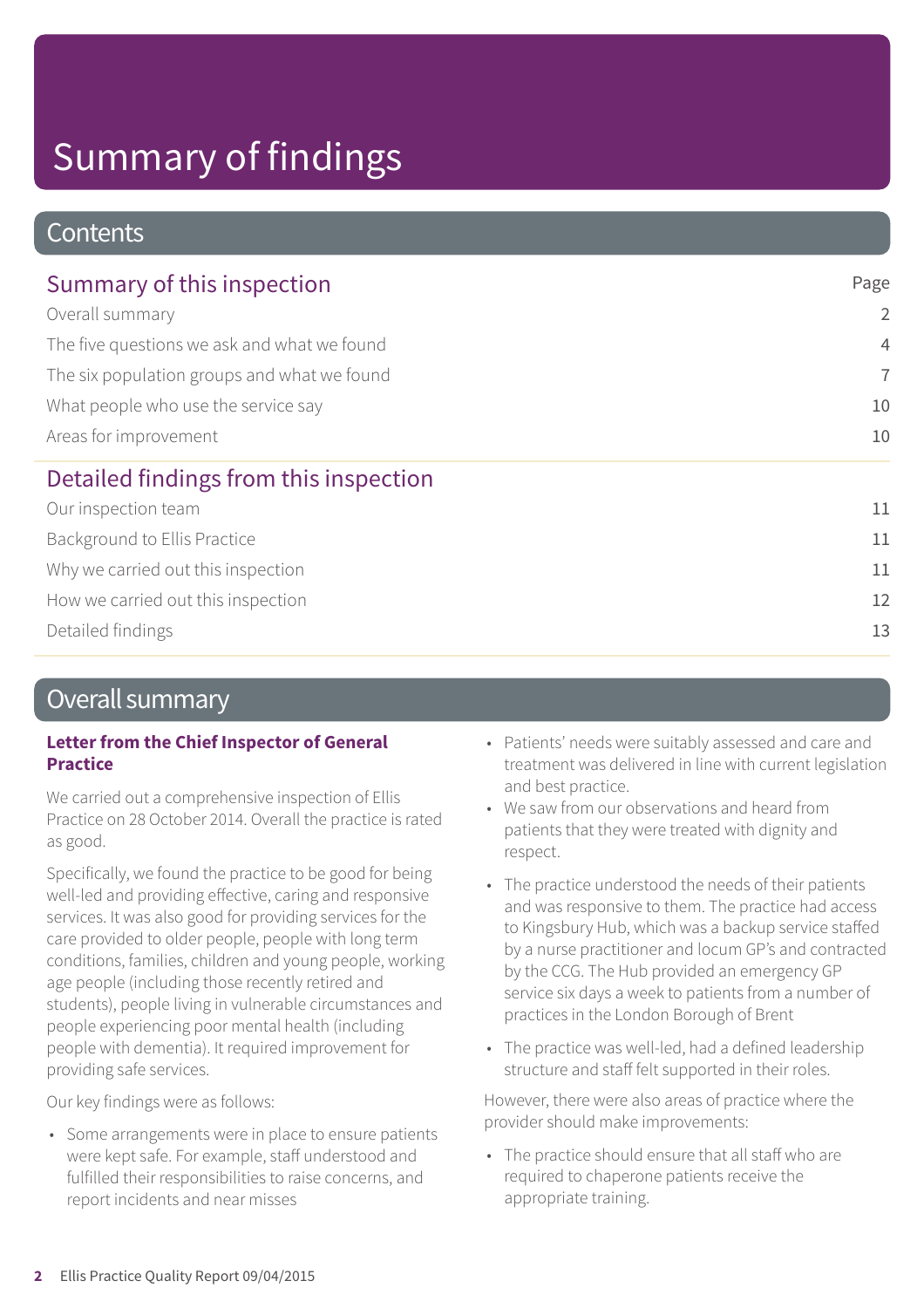# Summary of findings

## Contents

| Summary of this inspection | Page |
|---|---|
| Overall summary | 2 |
| The five questions we ask and what we found | 4 |
| The six population groups and what we found | 7 |
| What people who use the service say | 10 |
| Areas for improvement | 10 |

| Detailed findings from this inspection | |
|---|---|
| Our inspection team | 11 |
| Background to Ellis Practice | 11 |
| Why we carried out this inspection | 11 |
| How we carried out this inspection | 12 |
| Detailed findings | 13 |

## Overall summary

**Letter from the Chief Inspector of General Practice**

We carried out a comprehensive inspection of Ellis Practice on 28 October 2014. Overall the practice is rated as good.

Specifically, we found the practice to be good for being well-led and providing effective, caring and responsive services. It was also good for providing services for the care provided to older people, people with long term conditions, families, children and young people, working age people (including those recently retired and students), people living in vulnerable circumstances and people experiencing poor mental health (including people with dementia). It required improvement for providing safe services.

Our key findings were as follows:

- Some arrangements were in place to ensure patients were kept safe. For example, staff understood and fulfilled their responsibilities to raise concerns, and report incidents and near misses
- Patients' needs were suitably assessed and care and treatment was delivered in line with current legislation and best practice.
- We saw from our observations and heard from patients that they were treated with dignity and respect.
- The practice understood the needs of their patients and was responsive to them. The practice had access to Kingsbury Hub, which was a backup service staffed by a nurse practitioner and locum GP's and contracted by the CCG. The Hub provided an emergency GP service six days a week to patients from a number of practices in the London Borough of Brent
- The practice was well-led, had a defined leadership structure and staff felt supported in their roles.

However, there were also areas of practice where the provider should make improvements:

- The practice should ensure that all staff who are required to chaperone patients receive the appropriate training.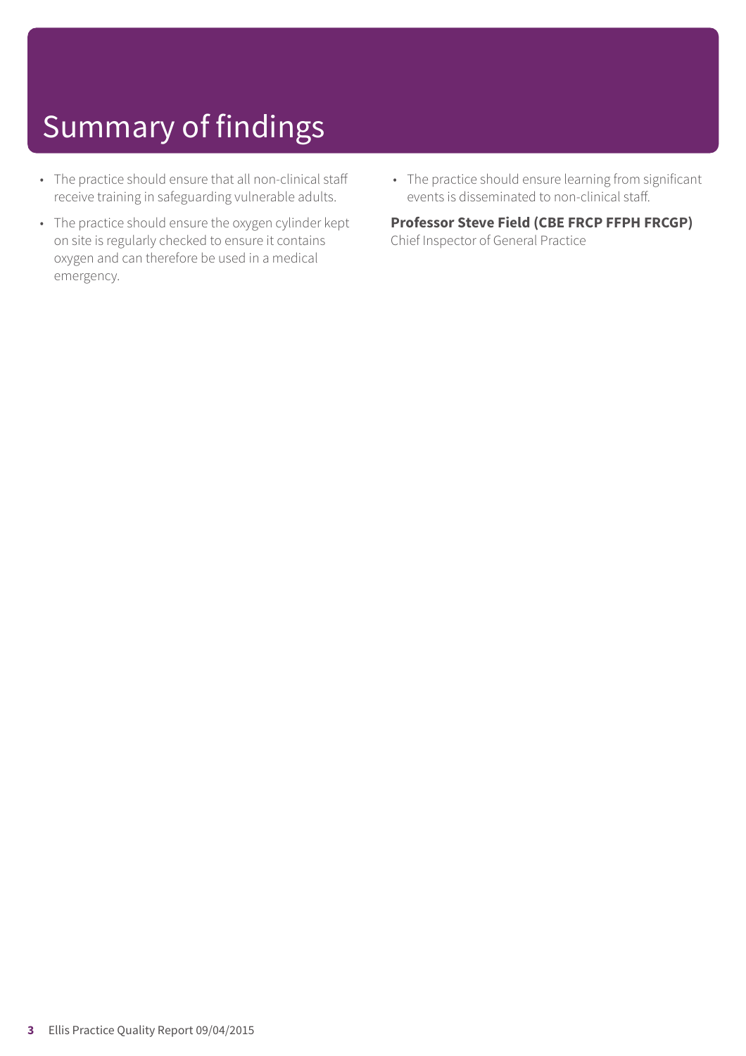# Summary of findings

- The practice should ensure that all non-clinical staff receive training in safeguarding vulnerable adults.
- The practice should ensure the oxygen cylinder kept on site is regularly checked to ensure it contains oxygen and can therefore be used in a medical emergency.
- The practice should ensure learning from significant events is disseminated to non-clinical staff.

**Professor Steve Field (CBE FRCP FFPH FRCGP)**
Chief Inspector of General Practice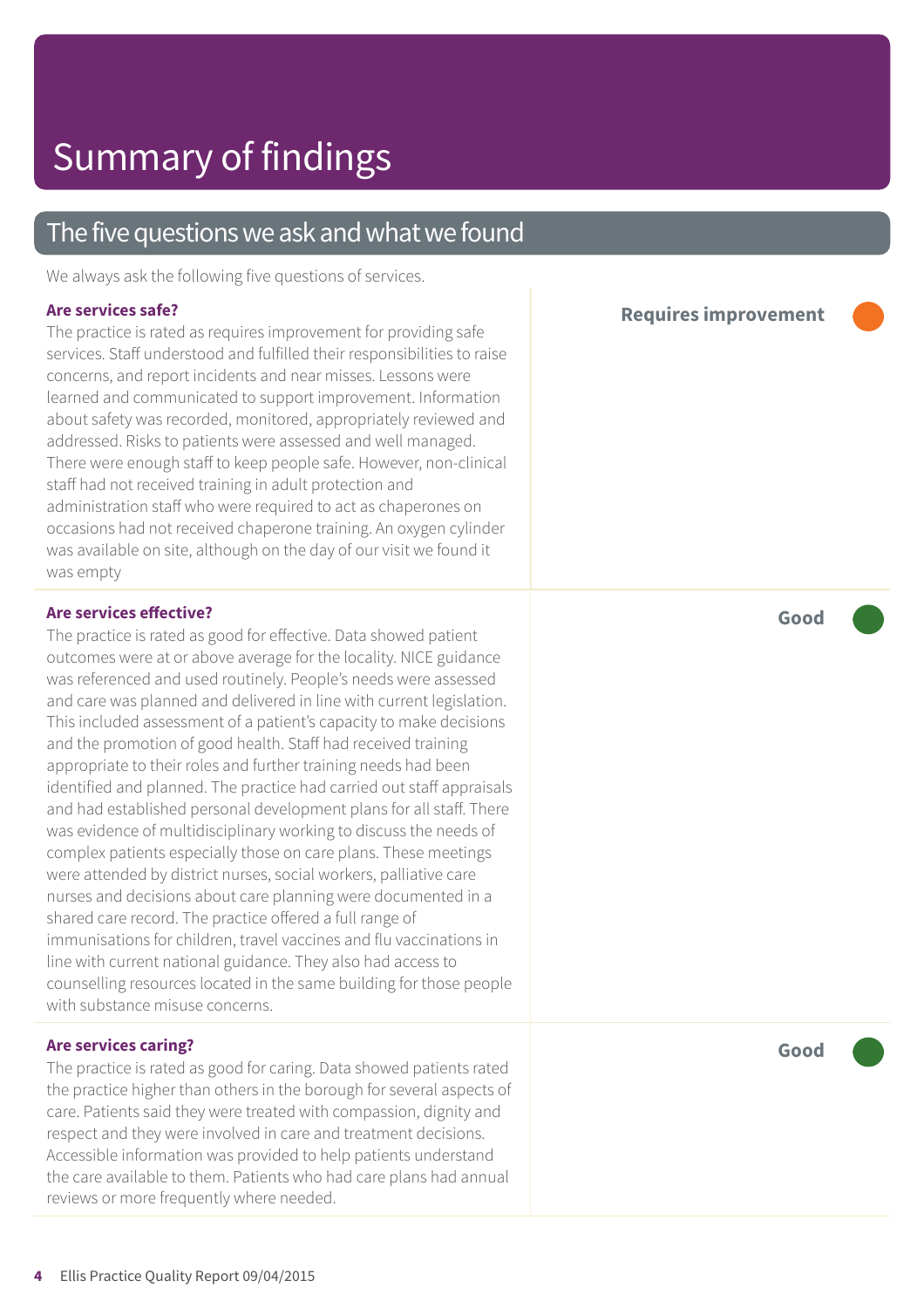# Summary of findings

## The five questions we ask and what we found

We always ask the following five questions of services.

### Are services safe?

**Requires improvement**

The practice is rated as requires improvement for providing safe services. Staff understood and fulfilled their responsibilities to raise concerns, and report incidents and near misses. Lessons were learned and communicated to support improvement. Information about safety was recorded, monitored, appropriately reviewed and addressed. Risks to patients were assessed and well managed. There were enough staff to keep people safe. However, non-clinical staff had not received training in adult protection and administration staff who were required to act as chaperones on occasions had not received chaperone training. An oxygen cylinder was available on site, although on the day of our visit we found it was empty

### Are services effective?

**Good**

The practice is rated as good for effective. Data showed patient outcomes were at or above average for the locality. NICE guidance was referenced and used routinely. People's needs were assessed and care was planned and delivered in line with current legislation. This included assessment of a patient's capacity to make decisions and the promotion of good health. Staff had received training appropriate to their roles and further training needs had been identified and planned. The practice had carried out staff appraisals and had established personal development plans for all staff. There was evidence of multidisciplinary working to discuss the needs of complex patients especially those on care plans. These meetings were attended by district nurses, social workers, palliative care nurses and decisions about care planning were documented in a shared care record. The practice offered a full range of immunisations for children, travel vaccines and flu vaccinations in line with current national guidance. They also had access to counselling resources located in the same building for those people with substance misuse concerns.

### Are services caring?

**Good**

The practice is rated as good for caring. Data showed patients rated the practice higher than others in the borough for several aspects of care. Patients said they were treated with compassion, dignity and respect and they were involved in care and treatment decisions. Accessible information was provided to help patients understand the care available to them. Patients who had care plans had annual reviews or more frequently where needed.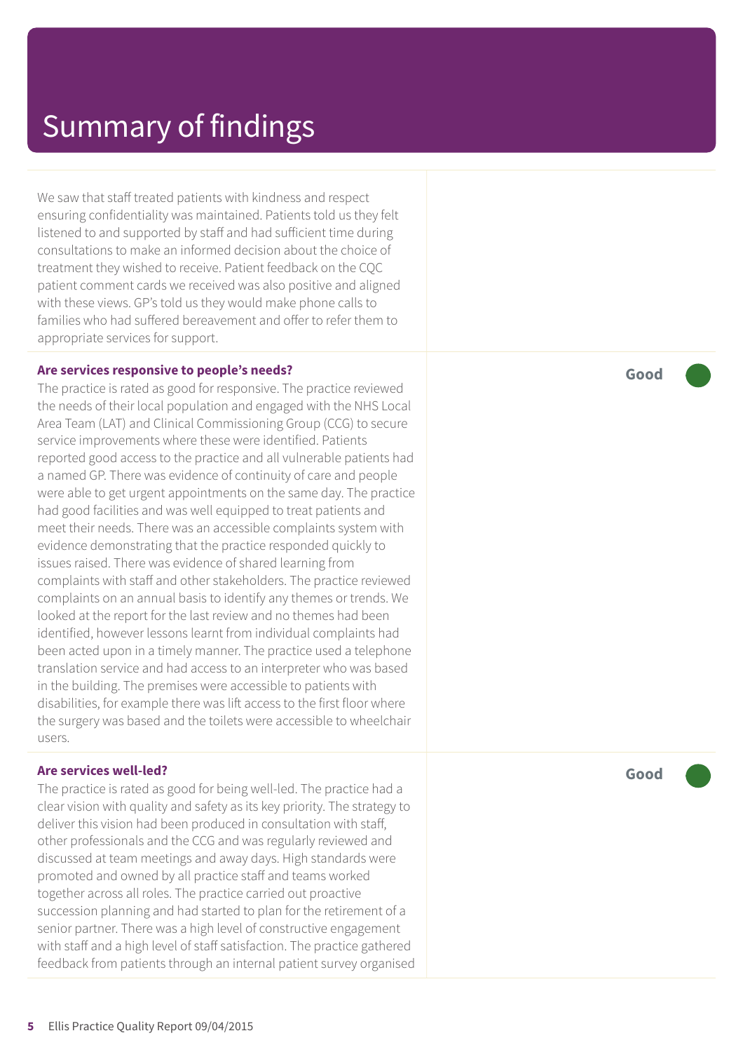# Summary of findings

We saw that staff treated patients with kindness and respect ensuring confidentiality was maintained. Patients told us they felt listened to and supported by staff and had sufficient time during consultations to make an informed decision about the choice of treatment they wished to receive. Patient feedback on the CQC patient comment cards we received was also positive and aligned with these views. GP's told us they would make phone calls to families who had suffered bereavement and offer to refer them to appropriate services for support.

**Are services responsive to people's needs?**

**Good**

The practice is rated as good for responsive. The practice reviewed the needs of their local population and engaged with the NHS Local Area Team (LAT) and Clinical Commissioning Group (CCG) to secure service improvements where these were identified. Patients reported good access to the practice and all vulnerable patients had a named GP. There was evidence of continuity of care and people were able to get urgent appointments on the same day. The practice had good facilities and was well equipped to treat patients and meet their needs. There was an accessible complaints system with evidence demonstrating that the practice responded quickly to issues raised. There was evidence of shared learning from complaints with staff and other stakeholders. The practice reviewed complaints on an annual basis to identify any themes or trends. We looked at the report for the last review and no themes had been identified, however lessons learnt from individual complaints had been acted upon in a timely manner. The practice used a telephone translation service and had access to an interpreter who was based in the building. The premises were accessible to patients with disabilities, for example there was lift access to the first floor where the surgery was based and the toilets were accessible to wheelchair users.

**Are services well-led?**

**Good**

The practice is rated as good for being well-led. The practice had a clear vision with quality and safety as its key priority. The strategy to deliver this vision had been produced in consultation with staff, other professionals and the CCG and was regularly reviewed and discussed at team meetings and away days. High standards were promoted and owned by all practice staff and teams worked together across all roles. The practice carried out proactive succession planning and had started to plan for the retirement of a senior partner. There was a high level of constructive engagement with staff and a high level of staff satisfaction. The practice gathered feedback from patients through an internal patient survey organised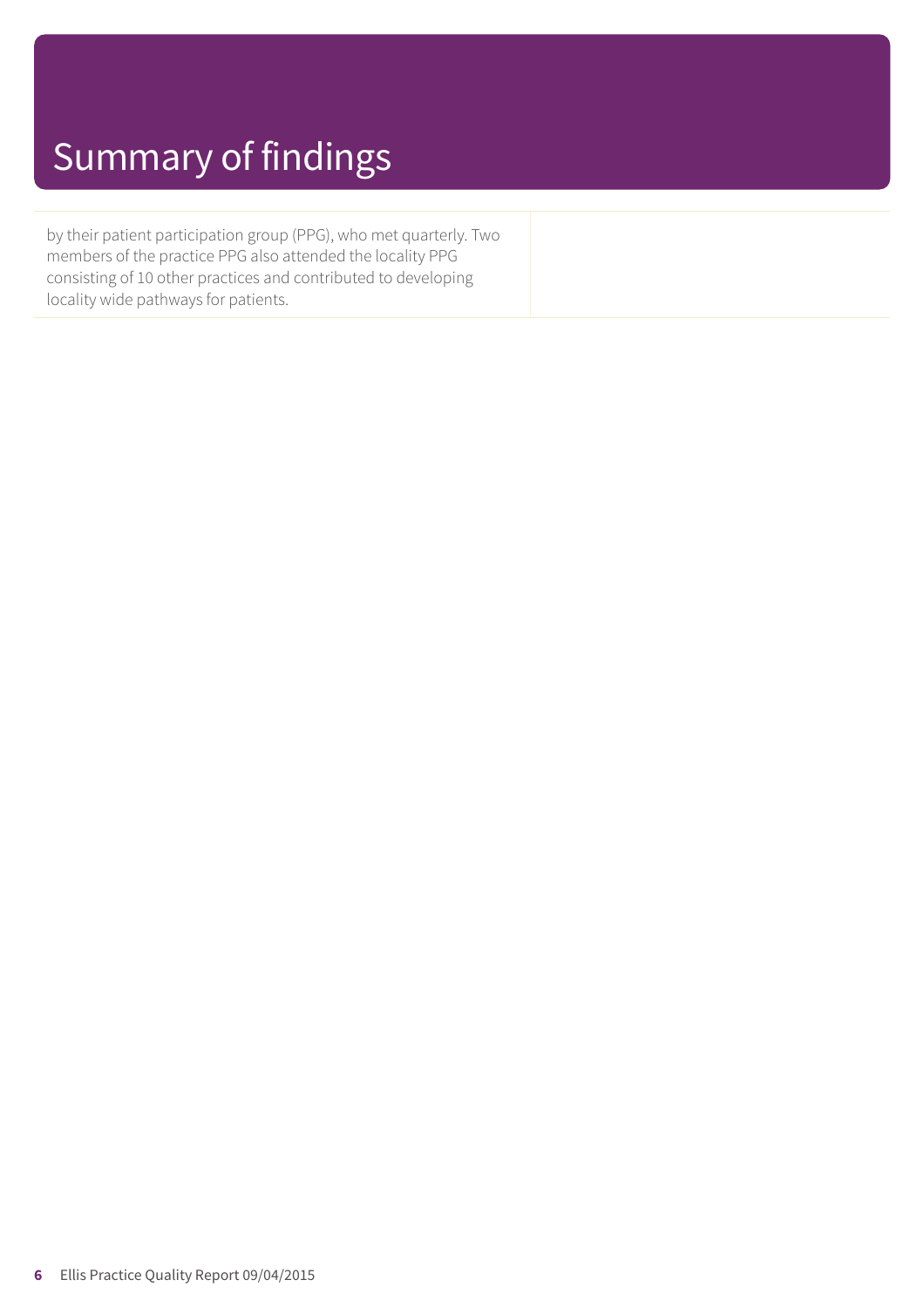# Summary of findings

by their patient participation group (PPG), who met quarterly. Two members of the practice PPG also attended the locality PPG consisting of 10 other practices and contributed to developing locality wide pathways for patients.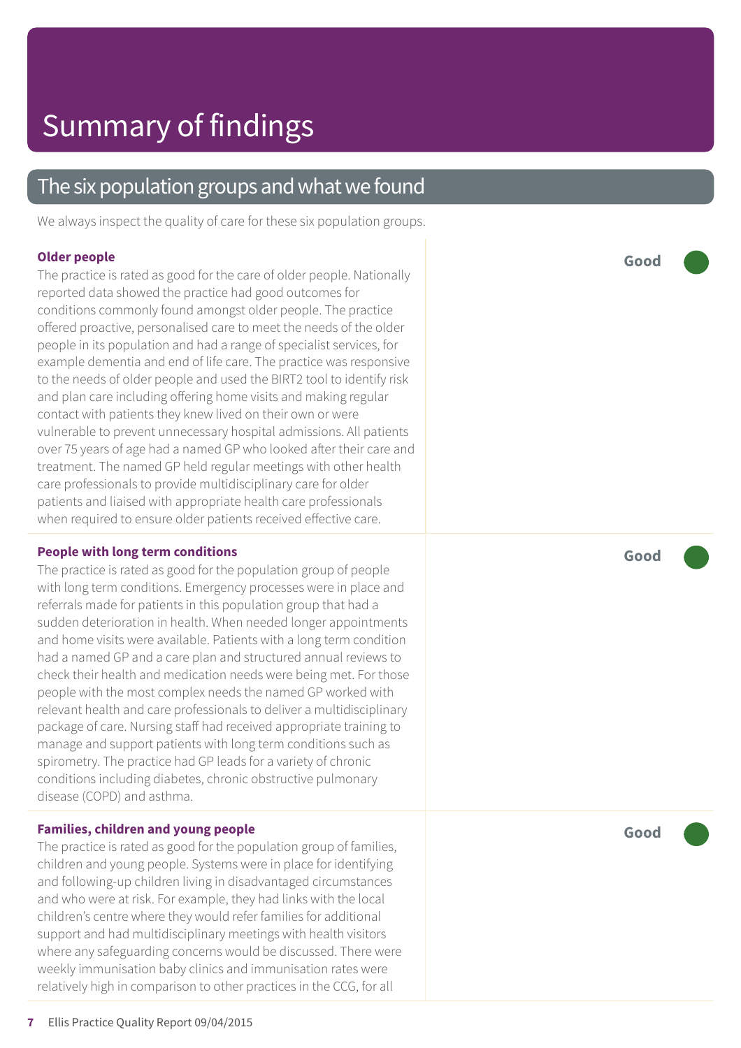# Summary of findings

## The six population groups and what we found

We always inspect the quality of care for these six population groups.

**Older people**

**Good**

The practice is rated as good for the care of older people. Nationally reported data showed the practice had good outcomes for conditions commonly found amongst older people. The practice offered proactive, personalised care to meet the needs of the older people in its population and had a range of specialist services, for example dementia and end of life care. The practice was responsive to the needs of older people and used the BIRT2 tool to identify risk and plan care including offering home visits and making regular contact with patients they knew lived on their own or were vulnerable to prevent unnecessary hospital admissions. All patients over 75 years of age had a named GP who looked after their care and treatment. The named GP held regular meetings with other health care professionals to provide multidisciplinary care for older patients and liaised with appropriate health care professionals when required to ensure older patients received effective care.

**People with long term conditions**

**Good**

The practice is rated as good for the population group of people with long term conditions. Emergency processes were in place and referrals made for patients in this population group that had a sudden deterioration in health. When needed longer appointments and home visits were available. Patients with a long term condition had a named GP and a care plan and structured annual reviews to check their health and medication needs were being met. For those people with the most complex needs the named GP worked with relevant health and care professionals to deliver a multidisciplinary package of care. Nursing staff had received appropriate training to manage and support patients with long term conditions such as spirometry. The practice had GP leads for a variety of chronic conditions including diabetes, chronic obstructive pulmonary disease (COPD) and asthma.

**Families, children and young people**

**Good**

The practice is rated as good for the population group of families, children and young people. Systems were in place for identifying and following-up children living in disadvantaged circumstances and who were at risk. For example, they had links with the local children's centre where they would refer families for additional support and had multidisciplinary meetings with health visitors where any safeguarding concerns would be discussed. There were weekly immunisation baby clinics and immunisation rates were relatively high in comparison to other practices in the CCG, for all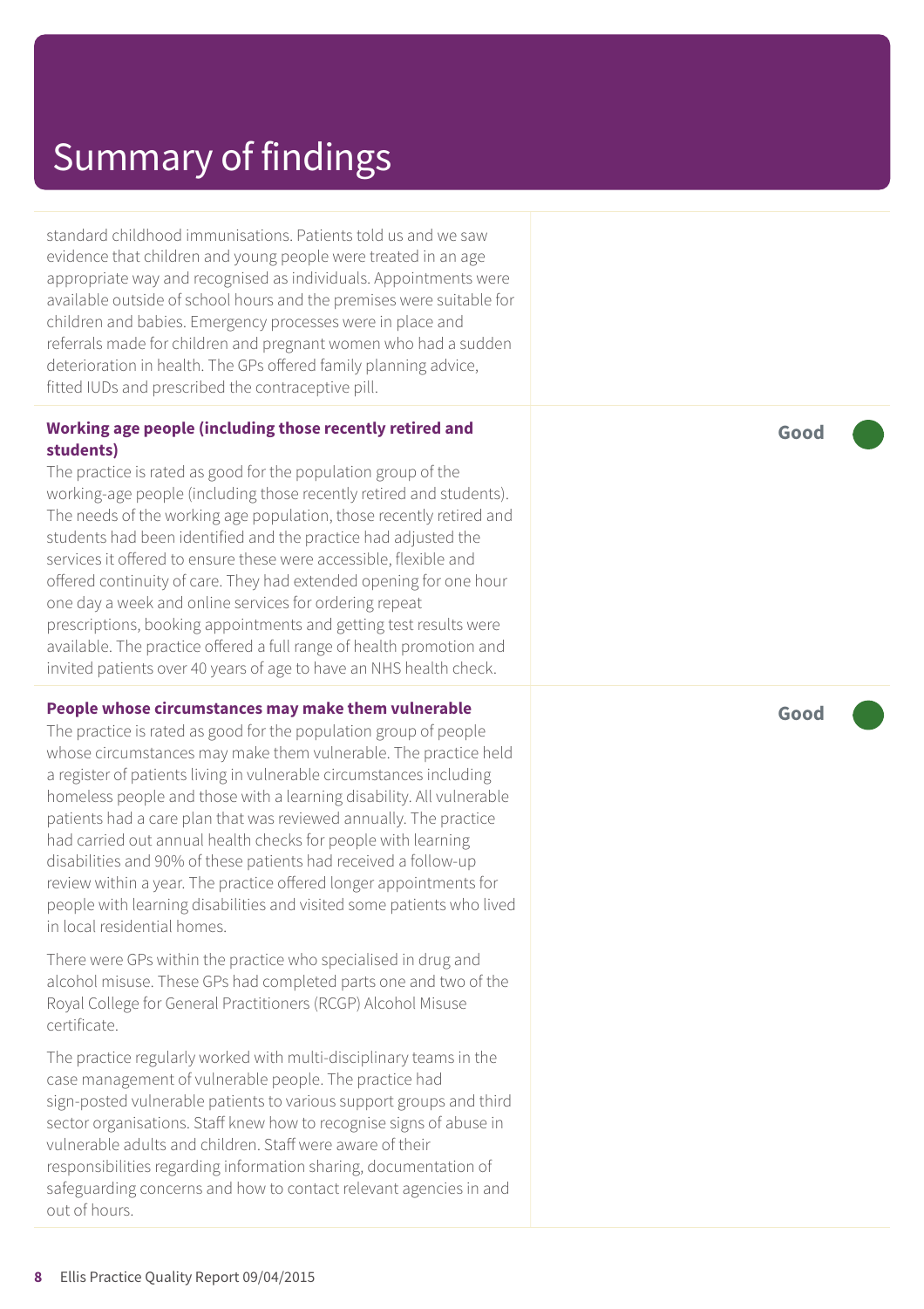# Summary of findings

standard childhood immunisations. Patients told us and we saw evidence that children and young people were treated in an age appropriate way and recognised as individuals. Appointments were available outside of school hours and the premises were suitable for children and babies. Emergency processes were in place and referrals made for children and pregnant women who had a sudden deterioration in health. The GPs offered family planning advice, fitted IUDs and prescribed the contraceptive pill.

**Working age people (including those recently retired and students)**

**Good**

The practice is rated as good for the population group of the working-age people (including those recently retired and students). The needs of the working age population, those recently retired and students had been identified and the practice had adjusted the services it offered to ensure these were accessible, flexible and offered continuity of care. They had extended opening for one hour one day a week and online services for ordering repeat prescriptions, booking appointments and getting test results were available. The practice offered a full range of health promotion and invited patients over 40 years of age to have an NHS health check.

**People whose circumstances may make them vulnerable**

**Good**

The practice is rated as good for the population group of people whose circumstances may make them vulnerable. The practice held a register of patients living in vulnerable circumstances including homeless people and those with a learning disability. All vulnerable patients had a care plan that was reviewed annually. The practice had carried out annual health checks for people with learning disabilities and 90% of these patients had received a follow-up review within a year. The practice offered longer appointments for people with learning disabilities and visited some patients who lived in local residential homes.

There were GPs within the practice who specialised in drug and alcohol misuse. These GPs had completed parts one and two of the Royal College for General Practitioners (RCGP) Alcohol Misuse certificate.

The practice regularly worked with multi-disciplinary teams in the case management of vulnerable people. The practice had sign-posted vulnerable patients to various support groups and third sector organisations. Staff knew how to recognise signs of abuse in vulnerable adults and children. Staff were aware of their responsibilities regarding information sharing, documentation of safeguarding concerns and how to contact relevant agencies in and out of hours.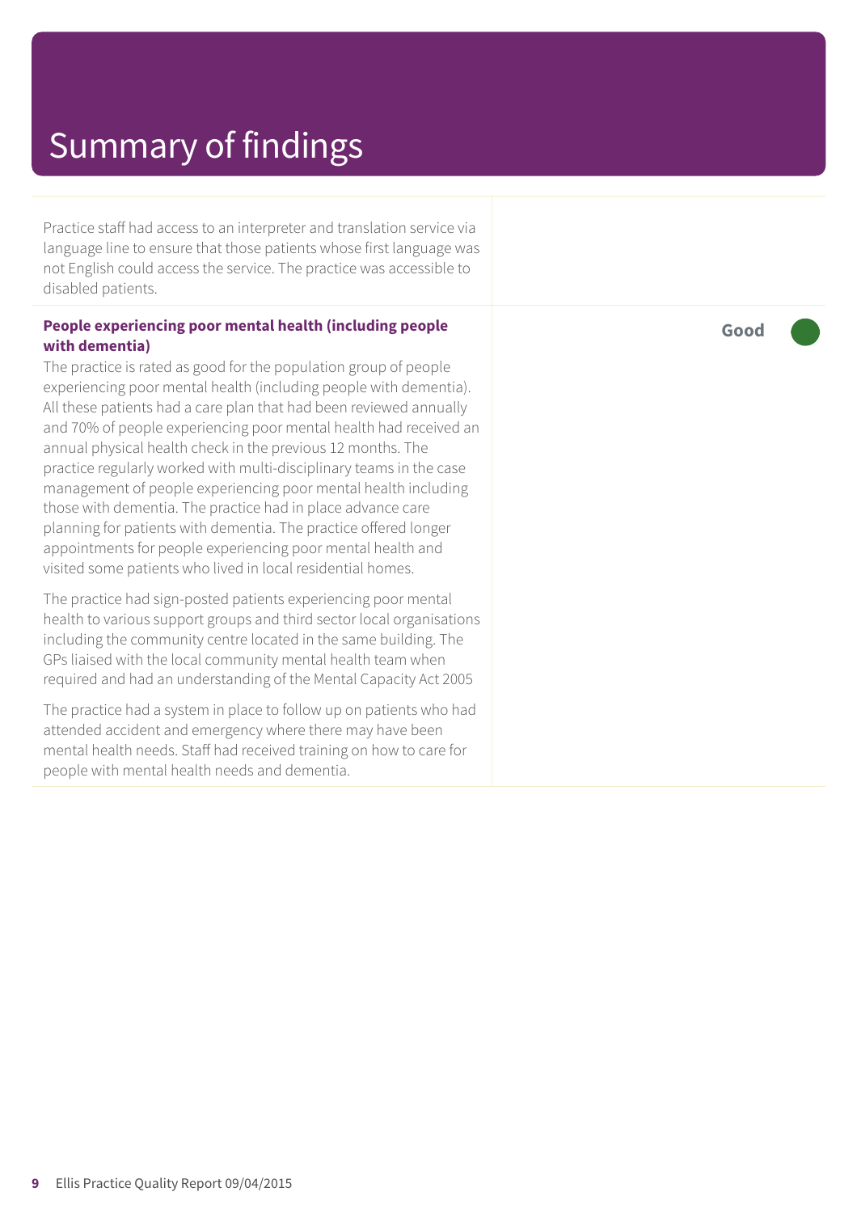# Summary of findings

Practice staff had access to an interpreter and translation service via language line to ensure that those patients whose first language was not English could access the service. The practice was accessible to disabled patients.

**People experiencing poor mental health (including people with dementia)** — **Good**

The practice is rated as good for the population group of people experiencing poor mental health (including people with dementia). All these patients had a care plan that had been reviewed annually and 70% of people experiencing poor mental health had received an annual physical health check in the previous 12 months. The practice regularly worked with multi-disciplinary teams in the case management of people experiencing poor mental health including those with dementia. The practice had in place advance care planning for patients with dementia. The practice offered longer appointments for people experiencing poor mental health and visited some patients who lived in local residential homes.

The practice had sign-posted patients experiencing poor mental health to various support groups and third sector local organisations including the community centre located in the same building. The GPs liaised with the local community mental health team when required and had an understanding of the Mental Capacity Act 2005

The practice had a system in place to follow up on patients who had attended accident and emergency where there may have been mental health needs. Staff had received training on how to care for people with mental health needs and dementia.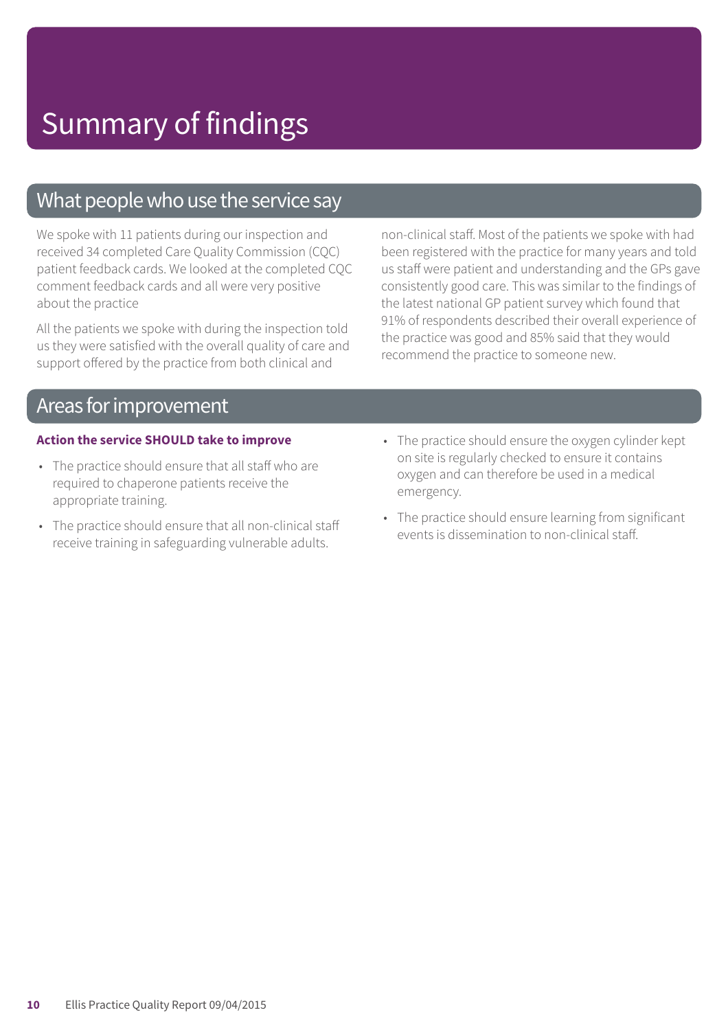# Summary of findings

## What people who use the service say

We spoke with 11 patients during our inspection and received 34 completed Care Quality Commission (CQC) patient feedback cards. We looked at the completed CQC comment feedback cards and all were very positive about the practice

All the patients we spoke with during the inspection told us they were satisfied with the overall quality of care and support offered by the practice from both clinical and non-clinical staff. Most of the patients we spoke with had been registered with the practice for many years and told us staff were patient and understanding and the GPs gave consistently good care. This was similar to the findings of the latest national GP patient survey which found that 91% of respondents described their overall experience of the practice was good and 85% said that they would recommend the practice to someone new.

## Areas for improvement

**Action the service SHOULD take to improve**

- The practice should ensure that all staff who are required to chaperone patients receive the appropriate training.
- The practice should ensure that all non-clinical staff receive training in safeguarding vulnerable adults.
- The practice should ensure the oxygen cylinder kept on site is regularly checked to ensure it contains oxygen and can therefore be used in a medical emergency.
- The practice should ensure learning from significant events is dissemination to non-clinical staff.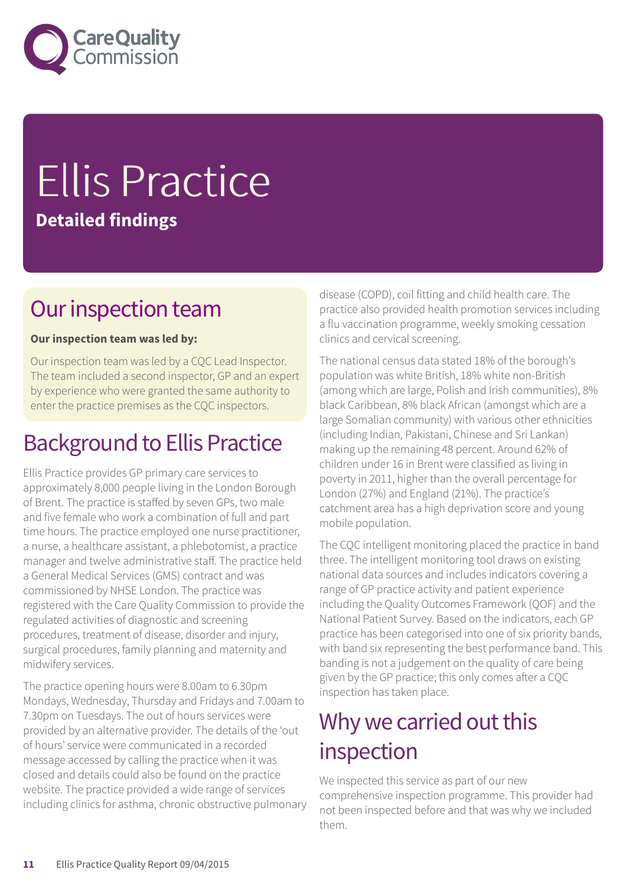# Ellis Practice

**Detailed findings**

## Our inspection team

**Our inspection team was led by:**

Our inspection team was led by a CQC Lead Inspector. The team included a second inspector, GP and an expert by experience who were granted the same authority to enter the practice premises as the CQC inspectors.

## Background to Ellis Practice

Ellis Practice provides GP primary care services to approximately 8,000 people living in the London Borough of Brent. The practice is staffed by seven GPs, two male and five female who work a combination of full and part time hours. The practice employed one nurse practitioner, a nurse, a healthcare assistant, a phlebotomist, a practice manager and twelve administrative staff. The practice held a General Medical Services (GMS) contract and was commissioned by NHSE London. The practice was registered with the Care Quality Commission to provide the regulated activities of diagnostic and screening procedures, treatment of disease, disorder and injury, surgical procedures, family planning and maternity and midwifery services.

The practice opening hours were 8.00am to 6.30pm Mondays, Wednesday, Thursday and Fridays and 7.00am to 7.30pm on Tuesdays. The out of hours services were provided by an alternative provider. The details of the 'out of hours' service were communicated in a recorded message accessed by calling the practice when it was closed and details could also be found on the practice website. The practice provided a wide range of services including clinics for asthma, chronic obstructive pulmonary disease (COPD), coil fitting and child health care. The practice also provided health promotion services including a flu vaccination programme, weekly smoking cessation clinics and cervical screening.

The national census data stated 18% of the borough's population was white British, 18% white non-British (among which are large, Polish and Irish communities), 8% black Caribbean, 8% black African (amongst which are a large Somalian community) with various other ethnicities (including Indian, Pakistani, Chinese and Sri Lankan) making up the remaining 48 percent. Around 62% of children under 16 in Brent were classified as living in poverty in 2011, higher than the overall percentage for London (27%) and England (21%). The practice's catchment area has a high deprivation score and young mobile population.

The CQC intelligent monitoring placed the practice in band three. The intelligent monitoring tool draws on existing national data sources and includes indicators covering a range of GP practice activity and patient experience including the Quality Outcomes Framework (QOF) and the National Patient Survey. Based on the indicators, each GP practice has been categorised into one of six priority bands, with band six representing the best performance band. This banding is not a judgement on the quality of care being given by the GP practice; this only comes after a CQC inspection has taken place.

## Why we carried out this inspection

We inspected this service as part of our new comprehensive inspection programme. This provider had not been inspected before and that was why we included them.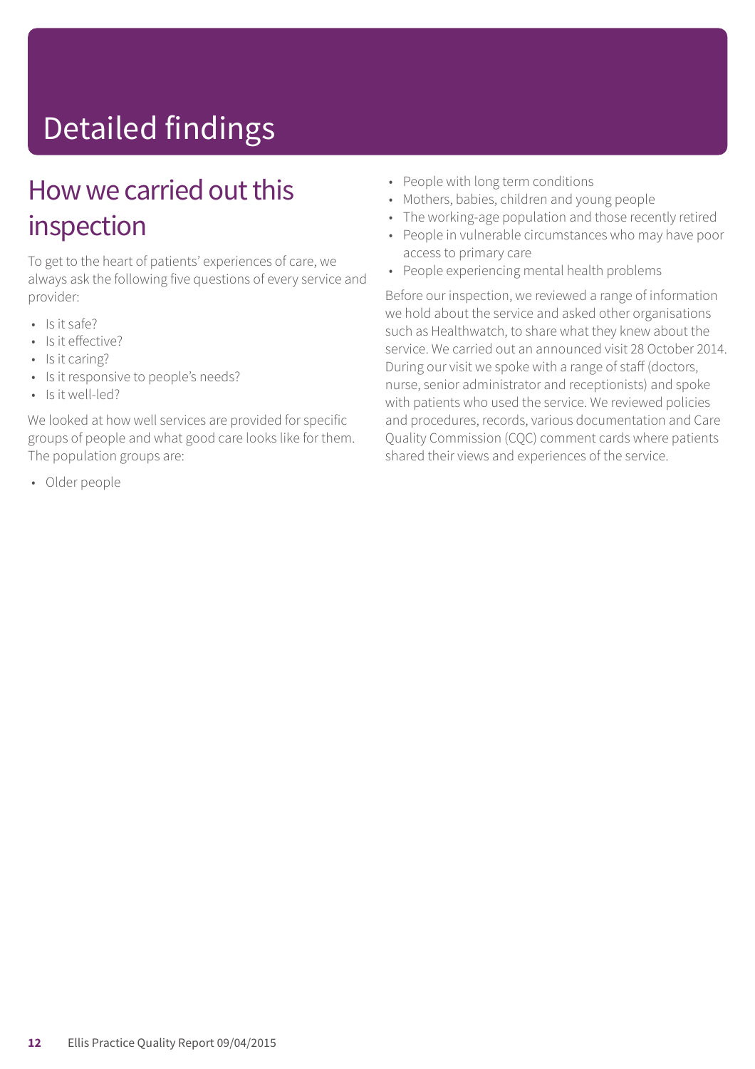# Detailed findings

## How we carried out this inspection

To get to the heart of patients' experiences of care, we always ask the following five questions of every service and provider:

- Is it safe?
- Is it effective?
- Is it caring?
- Is it responsive to people's needs?
- Is it well-led?

We looked at how well services are provided for specific groups of people and what good care looks like for them. The population groups are:

- Older people
- People with long term conditions
- Mothers, babies, children and young people
- The working-age population and those recently retired
- People in vulnerable circumstances who may have poor access to primary care
- People experiencing mental health problems

Before our inspection, we reviewed a range of information we hold about the service and asked other organisations such as Healthwatch, to share what they knew about the service. We carried out an announced visit 28 October 2014. During our visit we spoke with a range of staff (doctors, nurse, senior administrator and receptionists) and spoke with patients who used the service. We reviewed policies and procedures, records, various documentation and Care Quality Commission (CQC) comment cards where patients shared their views and experiences of the service.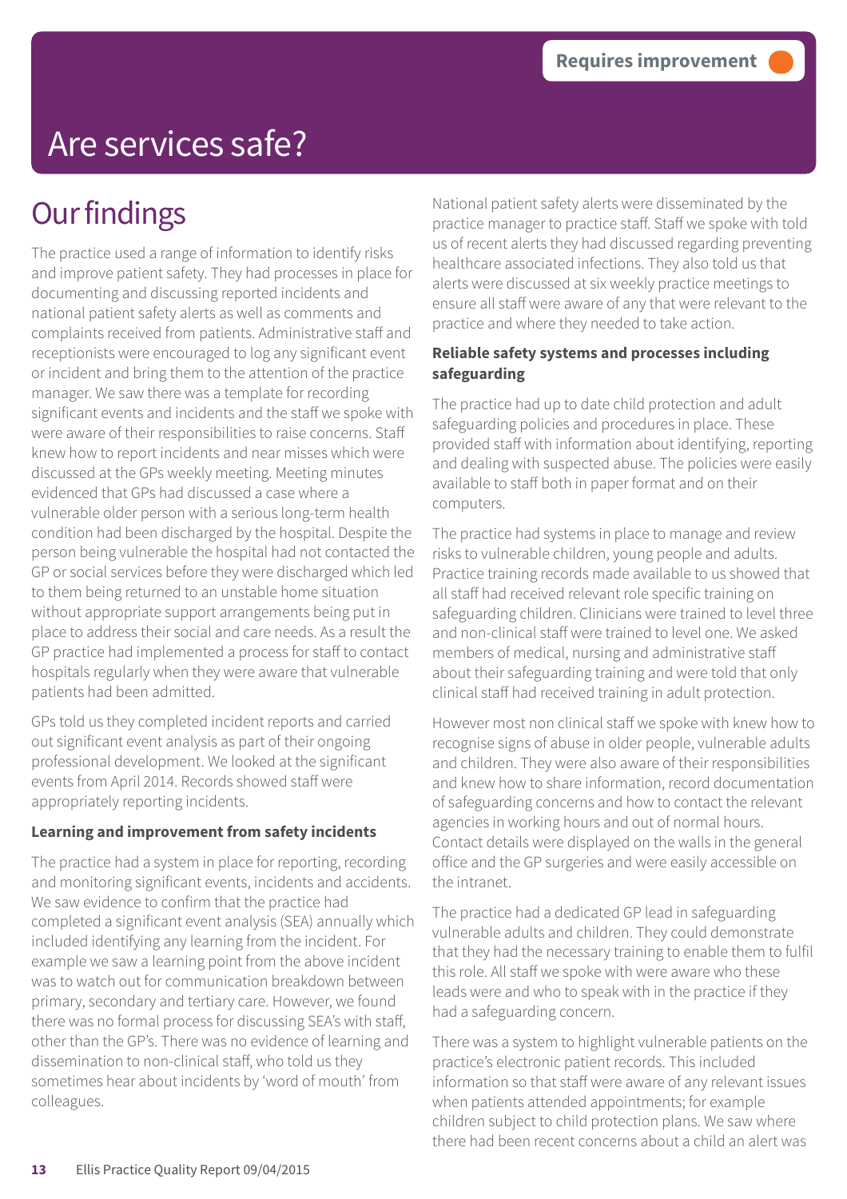Requires improvement

# Are services safe?

## Our findings

The practice used a range of information to identify risks and improve patient safety. They had processes in place for documenting and discussing reported incidents and national patient safety alerts as well as comments and complaints received from patients. Administrative staff and receptionists were encouraged to log any significant event or incident and bring them to the attention of the practice manager. We saw there was a template for recording significant events and incidents and the staff we spoke with were aware of their responsibilities to raise concerns. Staff knew how to report incidents and near misses which were discussed at the GPs weekly meeting. Meeting minutes evidenced that GPs had discussed a case where a vulnerable older person with a serious long-term health condition had been discharged by the hospital. Despite the person being vulnerable the hospital had not contacted the GP or social services before they were discharged which led to them being returned to an unstable home situation without appropriate support arrangements being put in place to address their social and care needs. As a result the GP practice had implemented a process for staff to contact hospitals regularly when they were aware that vulnerable patients had been admitted.

GPs told us they completed incident reports and carried out significant event analysis as part of their ongoing professional development. We looked at the significant events from April 2014. Records showed staff were appropriately reporting incidents.

**Learning and improvement from safety incidents**

The practice had a system in place for reporting, recording and monitoring significant events, incidents and accidents. We saw evidence to confirm that the practice had completed a significant event analysis (SEA) annually which included identifying any learning from the incident. For example we saw a learning point from the above incident was to watch out for communication breakdown between primary, secondary and tertiary care. However, we found there was no formal process for discussing SEA's with staff, other than the GP's. There was no evidence of learning and dissemination to non-clinical staff, who told us they sometimes hear about incidents by 'word of mouth' from colleagues.

National patient safety alerts were disseminated by the practice manager to practice staff. Staff we spoke with told us of recent alerts they had discussed regarding preventing healthcare associated infections. They also told us that alerts were discussed at six weekly practice meetings to ensure all staff were aware of any that were relevant to the practice and where they needed to take action.

**Reliable safety systems and processes including safeguarding**

The practice had up to date child protection and adult safeguarding policies and procedures in place. These provided staff with information about identifying, reporting and dealing with suspected abuse. The policies were easily available to staff both in paper format and on their computers.

The practice had systems in place to manage and review risks to vulnerable children, young people and adults. Practice training records made available to us showed that all staff had received relevant role specific training on safeguarding children. Clinicians were trained to level three and non-clinical staff were trained to level one. We asked members of medical, nursing and administrative staff about their safeguarding training and were told that only clinical staff had received training in adult protection.

However most non clinical staff we spoke with knew how to recognise signs of abuse in older people, vulnerable adults and children. They were also aware of their responsibilities and knew how to share information, record documentation of safeguarding concerns and how to contact the relevant agencies in working hours and out of normal hours. Contact details were displayed on the walls in the general office and the GP surgeries and were easily accessible on the intranet.

The practice had a dedicated GP lead in safeguarding vulnerable adults and children. They could demonstrate that they had the necessary training to enable them to fulfil this role. All staff we spoke with were aware who these leads were and who to speak with in the practice if they had a safeguarding concern.

There was a system to highlight vulnerable patients on the practice's electronic patient records. This included information so that staff were aware of any relevant issues when patients attended appointments; for example children subject to child protection plans. We saw where there had been recent concerns about a child an alert was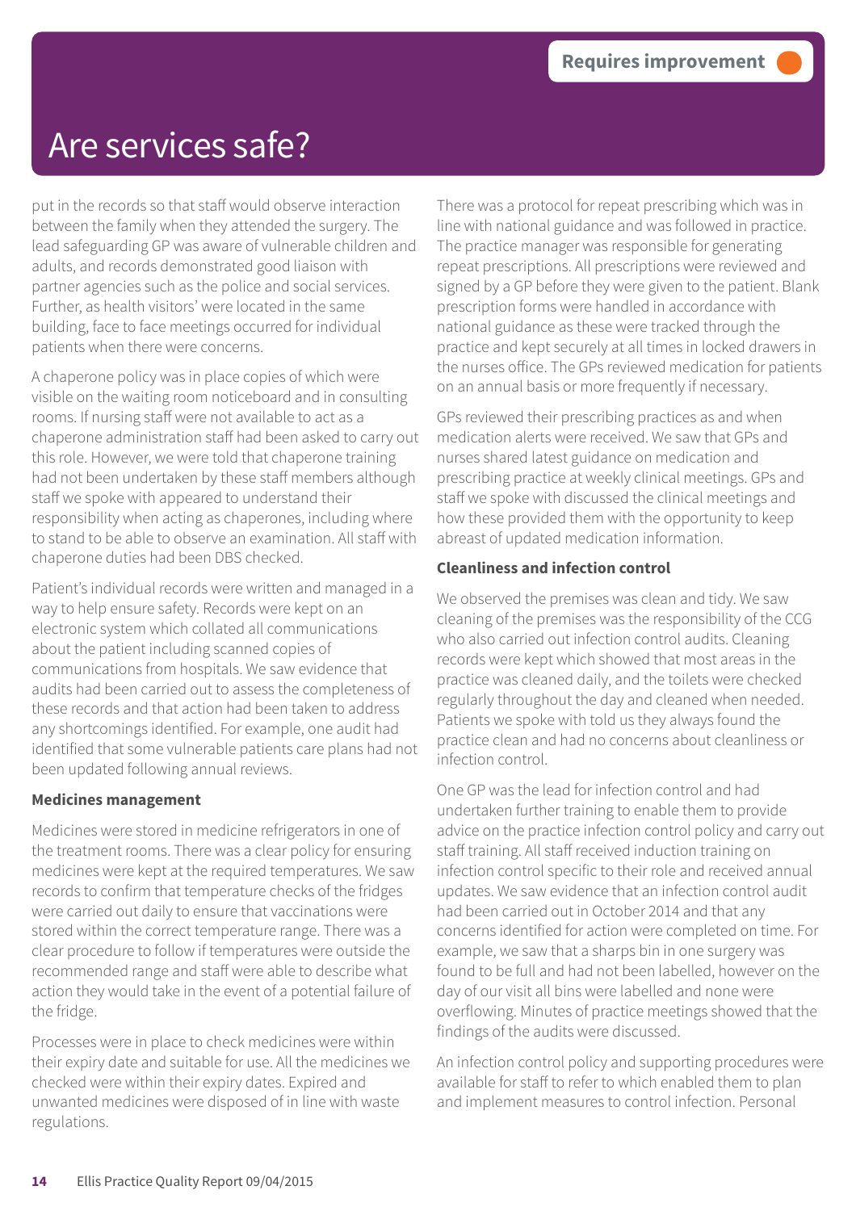# Are services safe?

**Requires improvement**

put in the records so that staff would observe interaction between the family when they attended the surgery. The lead safeguarding GP was aware of vulnerable children and adults, and records demonstrated good liaison with partner agencies such as the police and social services. Further, as health visitors' were located in the same building, face to face meetings occurred for individual patients when there were concerns.

A chaperone policy was in place copies of which were visible on the waiting room noticeboard and in consulting rooms. If nursing staff were not available to act as a chaperone administration staff had been asked to carry out this role. However, we were told that chaperone training had not been undertaken by these staff members although staff we spoke with appeared to understand their responsibility when acting as chaperones, including where to stand to be able to observe an examination. All staff with chaperone duties had been DBS checked.

Patient's individual records were written and managed in a way to help ensure safety. Records were kept on an electronic system which collated all communications about the patient including scanned copies of communications from hospitals. We saw evidence that audits had been carried out to assess the completeness of these records and that action had been taken to address any shortcomings identified. For example, one audit had identified that some vulnerable patients care plans had not been updated following annual reviews.

**Medicines management**

Medicines were stored in medicine refrigerators in one of the treatment rooms. There was a clear policy for ensuring medicines were kept at the required temperatures. We saw records to confirm that temperature checks of the fridges were carried out daily to ensure that vaccinations were stored within the correct temperature range. There was a clear procedure to follow if temperatures were outside the recommended range and staff were able to describe what action they would take in the event of a potential failure of the fridge.

Processes were in place to check medicines were within their expiry date and suitable for use. All the medicines we checked were within their expiry dates. Expired and unwanted medicines were disposed of in line with waste regulations.

There was a protocol for repeat prescribing which was in line with national guidance and was followed in practice. The practice manager was responsible for generating repeat prescriptions. All prescriptions were reviewed and signed by a GP before they were given to the patient. Blank prescription forms were handled in accordance with national guidance as these were tracked through the practice and kept securely at all times in locked drawers in the nurses office. The GPs reviewed medication for patients on an annual basis or more frequently if necessary.

GPs reviewed their prescribing practices as and when medication alerts were received. We saw that GPs and nurses shared latest guidance on medication and prescribing practice at weekly clinical meetings. GPs and staff we spoke with discussed the clinical meetings and how these provided them with the opportunity to keep abreast of updated medication information.

**Cleanliness and infection control**

We observed the premises was clean and tidy. We saw cleaning of the premises was the responsibility of the CCG who also carried out infection control audits. Cleaning records were kept which showed that most areas in the practice was cleaned daily, and the toilets were checked regularly throughout the day and cleaned when needed. Patients we spoke with told us they always found the practice clean and had no concerns about cleanliness or infection control.

One GP was the lead for infection control and had undertaken further training to enable them to provide advice on the practice infection control policy and carry out staff training. All staff received induction training on infection control specific to their role and received annual updates. We saw evidence that an infection control audit had been carried out in October 2014 and that any concerns identified for action were completed on time. For example, we saw that a sharps bin in one surgery was found to be full and had not been labelled, however on the day of our visit all bins were labelled and none were overflowing. Minutes of practice meetings showed that the findings of the audits were discussed.

An infection control policy and supporting procedures were available for staff to refer to which enabled them to plan and implement measures to control infection. Personal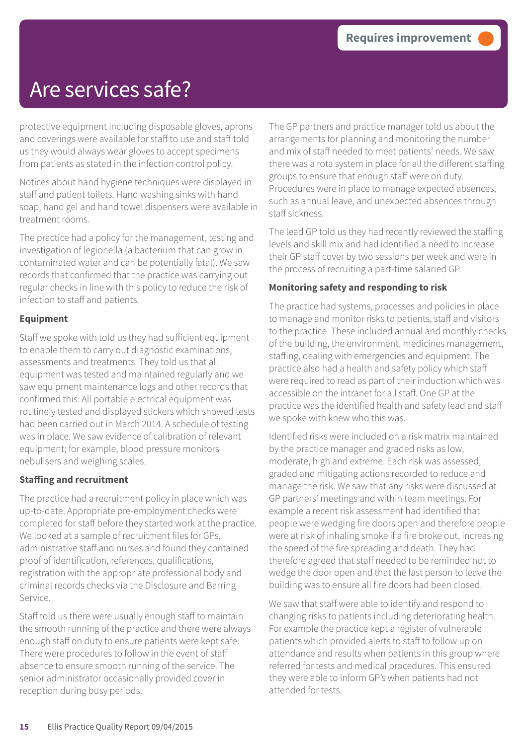# Are services safe?

**Requires improvement**

protective equipment including disposable gloves, aprons and coverings were available for staff to use and staff told us they would always wear gloves to accept specimens from patients as stated in the infection control policy.

Notices about hand hygiene techniques were displayed in staff and patient toilets. Hand washing sinks with hand soap, hand gel and hand towel dispensers were available in treatment rooms.

The practice had a policy for the management, testing and investigation of legionella (a bacterium that can grow in contaminated water and can be potentially fatal). We saw records that confirmed that the practice was carrying out regular checks in line with this policy to reduce the risk of infection to staff and patients.

### Equipment

Staff we spoke with told us they had sufficient equipment to enable them to carry out diagnostic examinations, assessments and treatments. They told us that all equipment was tested and maintained regularly and we saw equipment maintenance logs and other records that confirmed this. All portable electrical equipment was routinely tested and displayed stickers which showed tests had been carried out in March 2014. A schedule of testing was in place. We saw evidence of calibration of relevant equipment; for example, blood pressure monitors nebulisers and weighing scales.

### Staffing and recruitment

The practice had a recruitment policy in place which was up-to-date. Appropriate pre-employment checks were completed for staff before they started work at the practice. We looked at a sample of recruitment files for GPs, administrative staff and nurses and found they contained proof of identification, references, qualifications, registration with the appropriate professional body and criminal records checks via the Disclosure and Barring Service.

Staff told us there were usually enough staff to maintain the smooth running of the practice and there were always enough staff on duty to ensure patients were kept safe. There were procedures to follow in the event of staff absence to ensure smooth running of the service. The senior administrator occasionally provided cover in reception during busy periods.

The GP partners and practice manager told us about the arrangements for planning and monitoring the number and mix of staff needed to meet patients' needs. We saw there was a rota system in place for all the different staffing groups to ensure that enough staff were on duty. Procedures were in place to manage expected absences, such as annual leave, and unexpected absences through staff sickness.

The lead GP told us they had recently reviewed the staffing levels and skill mix and had identified a need to increase their GP staff cover by two sessions per week and were in the process of recruiting a part-time salaried GP.

### Monitoring safety and responding to risk

The practice had systems, processes and policies in place to manage and monitor risks to patients, staff and visitors to the practice. These included annual and monthly checks of the building, the environment, medicines management, staffing, dealing with emergencies and equipment. The practice also had a health and safety policy which staff were required to read as part of their induction which was accessible on the intranet for all staff. One GP at the practice was the identified health and safety lead and staff we spoke with knew who this was.

Identified risks were included on a risk matrix maintained by the practice manager and graded risks as low, moderate, high and extreme. Each risk was assessed, graded and mitigating actions recorded to reduce and manage the risk. We saw that any risks were discussed at GP partners' meetings and within team meetings. For example a recent risk assessment had identified that people were wedging fire doors open and therefore people were at risk of inhaling smoke if a fire broke out, increasing the speed of the fire spreading and death. They had therefore agreed that staff needed to be reminded not to wedge the door open and that the last person to leave the building was to ensure all fire doors had been closed.

We saw that staff were able to identify and respond to changing risks to patients including deteriorating health. For example the practice kept a register of vulnerable patients which provided alerts to staff to follow up on attendance and results when patients in this group where referred for tests and medical procedures. This ensured they were able to inform GP's when patients had not attended for tests.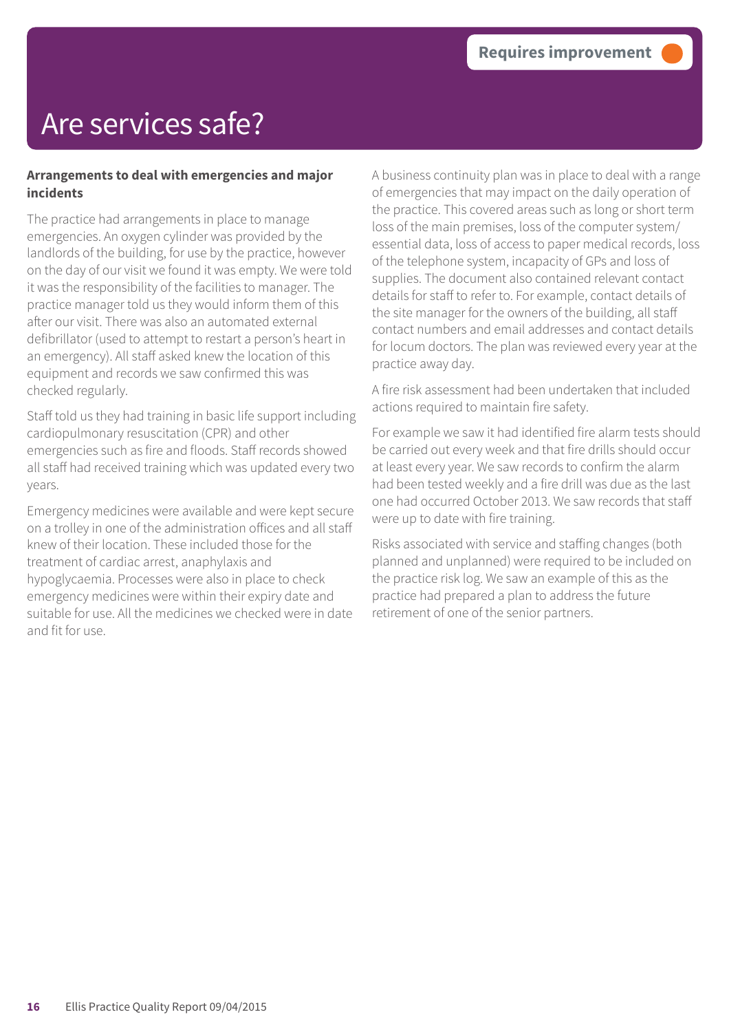Requires improvement

# Are services safe?

**Arrangements to deal with emergencies and major incidents**

The practice had arrangements in place to manage emergencies. An oxygen cylinder was provided by the landlords of the building, for use by the practice, however on the day of our visit we found it was empty. We were told it was the responsibility of the facilities to manager. The practice manager told us they would inform them of this after our visit. There was also an automated external defibrillator (used to attempt to restart a person's heart in an emergency). All staff asked knew the location of this equipment and records we saw confirmed this was checked regularly.

Staff told us they had training in basic life support including cardiopulmonary resuscitation (CPR) and other emergencies such as fire and floods. Staff records showed all staff had received training which was updated every two years.

Emergency medicines were available and were kept secure on a trolley in one of the administration offices and all staff knew of their location. These included those for the treatment of cardiac arrest, anaphylaxis and hypoglycaemia. Processes were also in place to check emergency medicines were within their expiry date and suitable for use. All the medicines we checked were in date and fit for use.

A business continuity plan was in place to deal with a range of emergencies that may impact on the daily operation of the practice. This covered areas such as long or short term loss of the main premises, loss of the computer system/ essential data, loss of access to paper medical records, loss of the telephone system, incapacity of GPs and loss of supplies. The document also contained relevant contact details for staff to refer to. For example, contact details of the site manager for the owners of the building, all staff contact numbers and email addresses and contact details for locum doctors. The plan was reviewed every year at the practice away day.

A fire risk assessment had been undertaken that included actions required to maintain fire safety.

For example we saw it had identified fire alarm tests should be carried out every week and that fire drills should occur at least every year. We saw records to confirm the alarm had been tested weekly and a fire drill was due as the last one had occurred October 2013. We saw records that staff were up to date with fire training.

Risks associated with service and staffing changes (both planned and unplanned) were required to be included on the practice risk log. We saw an example of this as the practice had prepared a plan to address the future retirement of one of the senior partners.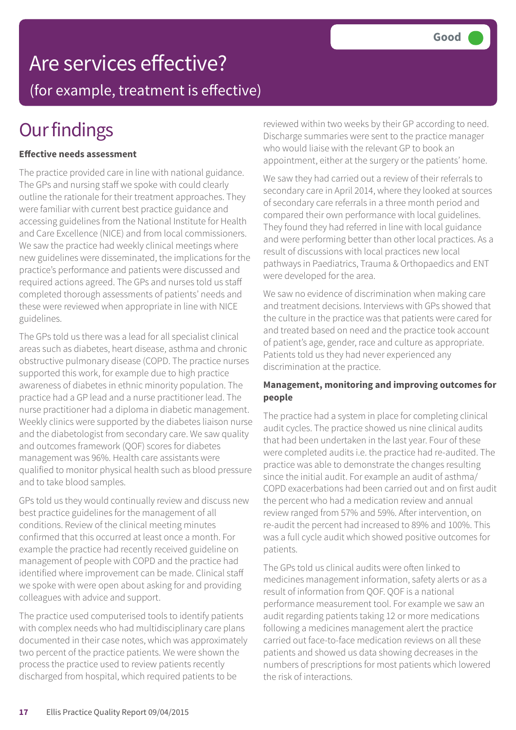# Are services effective?

## (for example, treatment is effective)

Good

# Our findings

**Effective needs assessment**

The practice provided care in line with national guidance. The GPs and nursing staff we spoke with could clearly outline the rationale for their treatment approaches. They were familiar with current best practice guidance and accessing guidelines from the National Institute for Health and Care Excellence (NICE) and from local commissioners. We saw the practice had weekly clinical meetings where new guidelines were disseminated, the implications for the practice's performance and patients were discussed and required actions agreed. The GPs and nurses told us staff completed thorough assessments of patients' needs and these were reviewed when appropriate in line with NICE guidelines.

The GPs told us there was a lead for all specialist clinical areas such as diabetes, heart disease, asthma and chronic obstructive pulmonary disease (COPD. The practice nurses supported this work, for example due to high practice awareness of diabetes in ethnic minority population. The practice had a GP lead and a nurse practitioner lead. The nurse practitioner had a diploma in diabetic management. Weekly clinics were supported by the diabetes liaison nurse and the diabetologist from secondary care. We saw quality and outcomes framework (QOF) scores for diabetes management was 96%. Health care assistants were qualified to monitor physical health such as blood pressure and to take blood samples.

GPs told us they would continually review and discuss new best practice guidelines for the management of all conditions. Review of the clinical meeting minutes confirmed that this occurred at least once a month. For example the practice had recently received guideline on management of people with COPD and the practice had identified where improvement can be made. Clinical staff we spoke with were open about asking for and providing colleagues with advice and support.

The practice used computerised tools to identify patients with complex needs who had multidisciplinary care plans documented in their case notes, which was approximately two percent of the practice patients. We were shown the process the practice used to review patients recently discharged from hospital, which required patients to be reviewed within two weeks by their GP according to need. Discharge summaries were sent to the practice manager who would liaise with the relevant GP to book an appointment, either at the surgery or the patients' home.

We saw they had carried out a review of their referrals to secondary care in April 2014, where they looked at sources of secondary care referrals in a three month period and compared their own performance with local guidelines. They found they had referred in line with local guidance and were performing better than other local practices. As a result of discussions with local practices new local pathways in Paediatrics, Trauma & Orthopaedics and ENT were developed for the area.

We saw no evidence of discrimination when making care and treatment decisions. Interviews with GPs showed that the culture in the practice was that patients were cared for and treated based on need and the practice took account of patient's age, gender, race and culture as appropriate. Patients told us they had never experienced any discrimination at the practice.

**Management, monitoring and improving outcomes for people**

The practice had a system in place for completing clinical audit cycles. The practice showed us nine clinical audits that had been undertaken in the last year. Four of these were completed audits i.e. the practice had re-audited. The practice was able to demonstrate the changes resulting since the initial audit. For example an audit of asthma/ COPD exacerbations had been carried out and on first audit the percent who had a medication review and annual review ranged from 57% and 59%. After intervention, on re-audit the percent had increased to 89% and 100%. This was a full cycle audit which showed positive outcomes for patients.

The GPs told us clinical audits were often linked to medicines management information, safety alerts or as a result of information from QOF. QOF is a national performance measurement tool. For example we saw an audit regarding patients taking 12 or more medications following a medicines management alert the practice carried out face-to-face medication reviews on all these patients and showed us data showing decreases in the numbers of prescriptions for most patients which lowered the risk of interactions.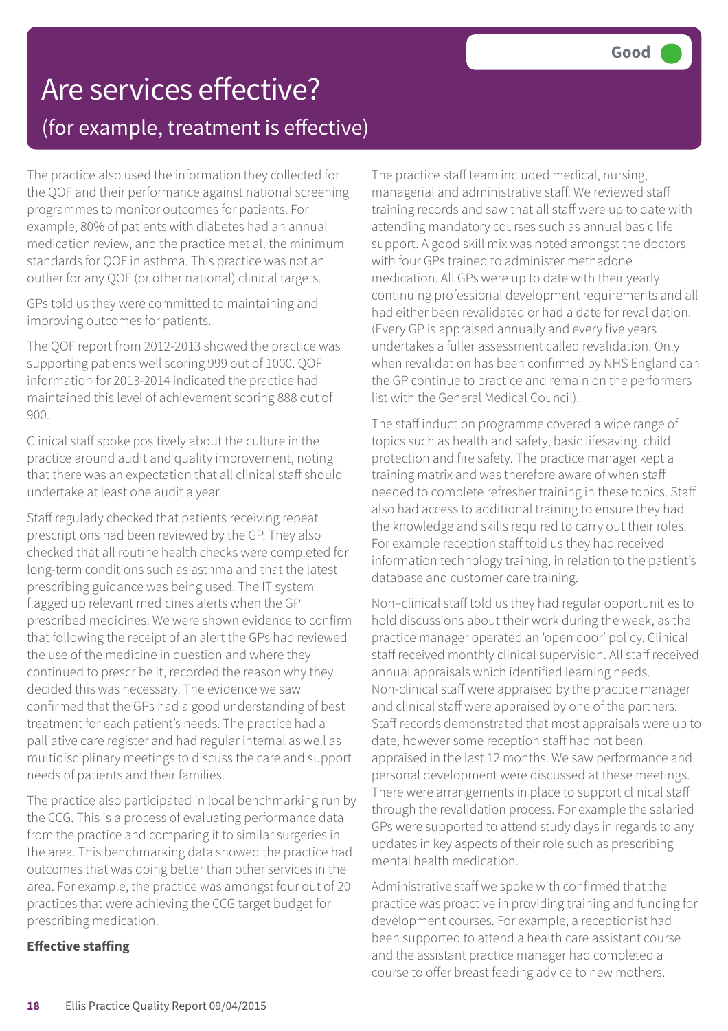# Are services effective?

## (for example, treatment is effective)

**Good**

The practice also used the information they collected for the QOF and their performance against national screening programmes to monitor outcomes for patients. For example, 80% of patients with diabetes had an annual medication review, and the practice met all the minimum standards for QOF in asthma. This practice was not an outlier for any QOF (or other national) clinical targets.

GPs told us they were committed to maintaining and improving outcomes for patients.

The QOF report from 2012-2013 showed the practice was supporting patients well scoring 999 out of 1000. QOF information for 2013-2014 indicated the practice had maintained this level of achievement scoring 888 out of 900.

Clinical staff spoke positively about the culture in the practice around audit and quality improvement, noting that there was an expectation that all clinical staff should undertake at least one audit a year.

Staff regularly checked that patients receiving repeat prescriptions had been reviewed by the GP. They also checked that all routine health checks were completed for long-term conditions such as asthma and that the latest prescribing guidance was being used. The IT system flagged up relevant medicines alerts when the GP prescribed medicines. We were shown evidence to confirm that following the receipt of an alert the GPs had reviewed the use of the medicine in question and where they continued to prescribe it, recorded the reason why they decided this was necessary. The evidence we saw confirmed that the GPs had a good understanding of best treatment for each patient's needs. The practice had a palliative care register and had regular internal as well as multidisciplinary meetings to discuss the care and support needs of patients and their families.

The practice also participated in local benchmarking run by the CCG. This is a process of evaluating performance data from the practice and comparing it to similar surgeries in the area. This benchmarking data showed the practice had outcomes that was doing better than other services in the area. For example, the practice was amongst four out of 20 practices that were achieving the CCG target budget for prescribing medication.

**Effective staffing**

The practice staff team included medical, nursing, managerial and administrative staff. We reviewed staff training records and saw that all staff were up to date with attending mandatory courses such as annual basic life support. A good skill mix was noted amongst the doctors with four GPs trained to administer methadone medication. All GPs were up to date with their yearly continuing professional development requirements and all had either been revalidated or had a date for revalidation. (Every GP is appraised annually and every five years undertakes a fuller assessment called revalidation. Only when revalidation has been confirmed by NHS England can the GP continue to practice and remain on the performers list with the General Medical Council).

The staff induction programme covered a wide range of topics such as health and safety, basic lifesaving, child protection and fire safety. The practice manager kept a training matrix and was therefore aware of when staff needed to complete refresher training in these topics. Staff also had access to additional training to ensure they had the knowledge and skills required to carry out their roles. For example reception staff told us they had received information technology training, in relation to the patient's database and customer care training.

Non–clinical staff told us they had regular opportunities to hold discussions about their work during the week, as the practice manager operated an 'open door' policy. Clinical staff received monthly clinical supervision. All staff received annual appraisals which identified learning needs. Non-clinical staff were appraised by the practice manager and clinical staff were appraised by one of the partners. Staff records demonstrated that most appraisals were up to date, however some reception staff had not been appraised in the last 12 months. We saw performance and personal development were discussed at these meetings. There were arrangements in place to support clinical staff through the revalidation process. For example the salaried GPs were supported to attend study days in regards to any updates in key aspects of their role such as prescribing mental health medication.

Administrative staff we spoke with confirmed that the practice was proactive in providing training and funding for development courses. For example, a receptionist had been supported to attend a health care assistant course and the assistant practice manager had completed a course to offer breast feeding advice to new mothers.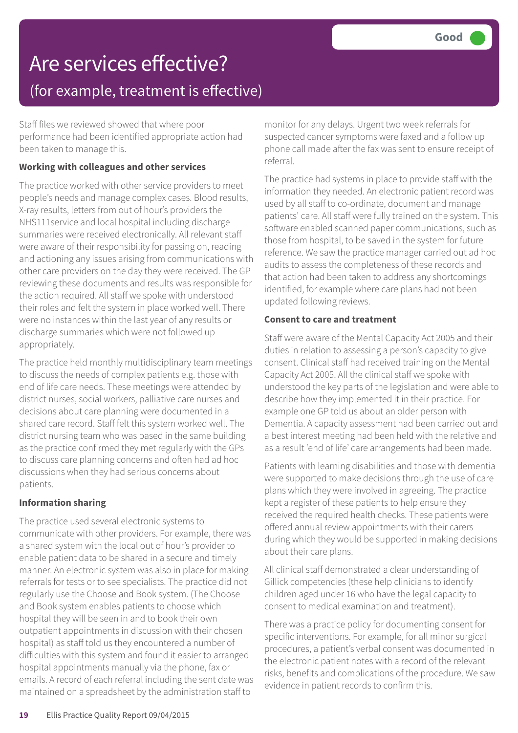# Are services effective?

## (for example, treatment is effective)

Good

Staff files we reviewed showed that where poor performance had been identified appropriate action had been taken to manage this.

**Working with colleagues and other services**

The practice worked with other service providers to meet people's needs and manage complex cases. Blood results, X-ray results, letters from out of hour's providers the NHS111service and local hospital including discharge summaries were received electronically. All relevant staff were aware of their responsibility for passing on, reading and actioning any issues arising from communications with other care providers on the day they were received. The GP reviewing these documents and results was responsible for the action required. All staff we spoke with understood their roles and felt the system in place worked well. There were no instances within the last year of any results or discharge summaries which were not followed up appropriately.

The practice held monthly multidisciplinary team meetings to discuss the needs of complex patients e.g. those with end of life care needs. These meetings were attended by district nurses, social workers, palliative care nurses and decisions about care planning were documented in a shared care record. Staff felt this system worked well. The district nursing team who was based in the same building as the practice confirmed they met regularly with the GPs to discuss care planning concerns and often had ad hoc discussions when they had serious concerns about patients.

**Information sharing**

The practice used several electronic systems to communicate with other providers. For example, there was a shared system with the local out of hour's provider to enable patient data to be shared in a secure and timely manner. An electronic system was also in place for making referrals for tests or to see specialists. The practice did not regularly use the Choose and Book system. (The Choose and Book system enables patients to choose which hospital they will be seen in and to book their own outpatient appointments in discussion with their chosen hospital) as staff told us they encountered a number of difficulties with this system and found it easier to arranged hospital appointments manually via the phone, fax or emails. A record of each referral including the sent date was maintained on a spreadsheet by the administration staff to monitor for any delays. Urgent two week referrals for suspected cancer symptoms were faxed and a follow up phone call made after the fax was sent to ensure receipt of referral.

The practice had systems in place to provide staff with the information they needed. An electronic patient record was used by all staff to co-ordinate, document and manage patients' care. All staff were fully trained on the system. This software enabled scanned paper communications, such as those from hospital, to be saved in the system for future reference. We saw the practice manager carried out ad hoc audits to assess the completeness of these records and that action had been taken to address any shortcomings identified, for example where care plans had not been updated following reviews.

**Consent to care and treatment**

Staff were aware of the Mental Capacity Act 2005 and their duties in relation to assessing a person's capacity to give consent. Clinical staff had received training on the Mental Capacity Act 2005. All the clinical staff we spoke with understood the key parts of the legislation and were able to describe how they implemented it in their practice. For example one GP told us about an older person with Dementia. A capacity assessment had been carried out and a best interest meeting had been held with the relative and as a result 'end of life' care arrangements had been made.

Patients with learning disabilities and those with dementia were supported to make decisions through the use of care plans which they were involved in agreeing. The practice kept a register of these patients to help ensure they received the required health checks. These patients were offered annual review appointments with their carers during which they would be supported in making decisions about their care plans.

All clinical staff demonstrated a clear understanding of Gillick competencies (these help clinicians to identify children aged under 16 who have the legal capacity to consent to medical examination and treatment).

There was a practice policy for documenting consent for specific interventions. For example, for all minor surgical procedures, a patient's verbal consent was documented in the electronic patient notes with a record of the relevant risks, benefits and complications of the procedure. We saw evidence in patient records to confirm this.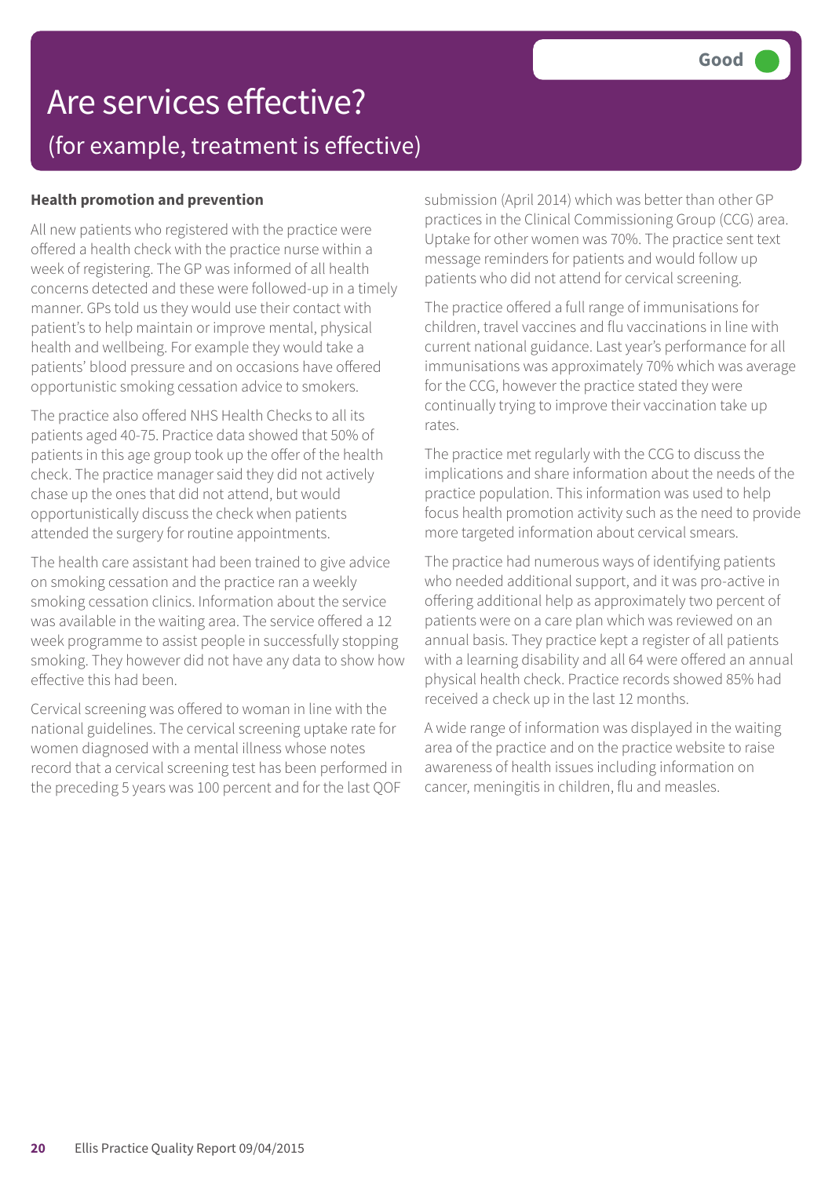# Are services effective?

## (for example, treatment is effective)

Good

### Health promotion and prevention

All new patients who registered with the practice were offered a health check with the practice nurse within a week of registering. The GP was informed of all health concerns detected and these were followed-up in a timely manner. GPs told us they would use their contact with patient's to help maintain or improve mental, physical health and wellbeing. For example they would take a patients' blood pressure and on occasions have offered opportunistic smoking cessation advice to smokers.

The practice also offered NHS Health Checks to all its patients aged 40-75. Practice data showed that 50% of patients in this age group took up the offer of the health check. The practice manager said they did not actively chase up the ones that did not attend, but would opportunistically discuss the check when patients attended the surgery for routine appointments.

The health care assistant had been trained to give advice on smoking cessation and the practice ran a weekly smoking cessation clinics. Information about the service was available in the waiting area. The service offered a 12 week programme to assist people in successfully stopping smoking. They however did not have any data to show how effective this had been.

Cervical screening was offered to woman in line with the national guidelines. The cervical screening uptake rate for women diagnosed with a mental illness whose notes record that a cervical screening test has been performed in the preceding 5 years was 100 percent and for the last QOF submission (April 2014) which was better than other GP practices in the Clinical Commissioning Group (CCG) area. Uptake for other women was 70%. The practice sent text message reminders for patients and would follow up patients who did not attend for cervical screening.

The practice offered a full range of immunisations for children, travel vaccines and flu vaccinations in line with current national guidance. Last year's performance for all immunisations was approximately 70% which was average for the CCG, however the practice stated they were continually trying to improve their vaccination take up rates.

The practice met regularly with the CCG to discuss the implications and share information about the needs of the practice population. This information was used to help focus health promotion activity such as the need to provide more targeted information about cervical smears.

The practice had numerous ways of identifying patients who needed additional support, and it was pro-active in offering additional help as approximately two percent of patients were on a care plan which was reviewed on an annual basis. They practice kept a register of all patients with a learning disability and all 64 were offered an annual physical health check. Practice records showed 85% had received a check up in the last 12 months.

A wide range of information was displayed in the waiting area of the practice and on the practice website to raise awareness of health issues including information on cancer, meningitis in children, flu and measles.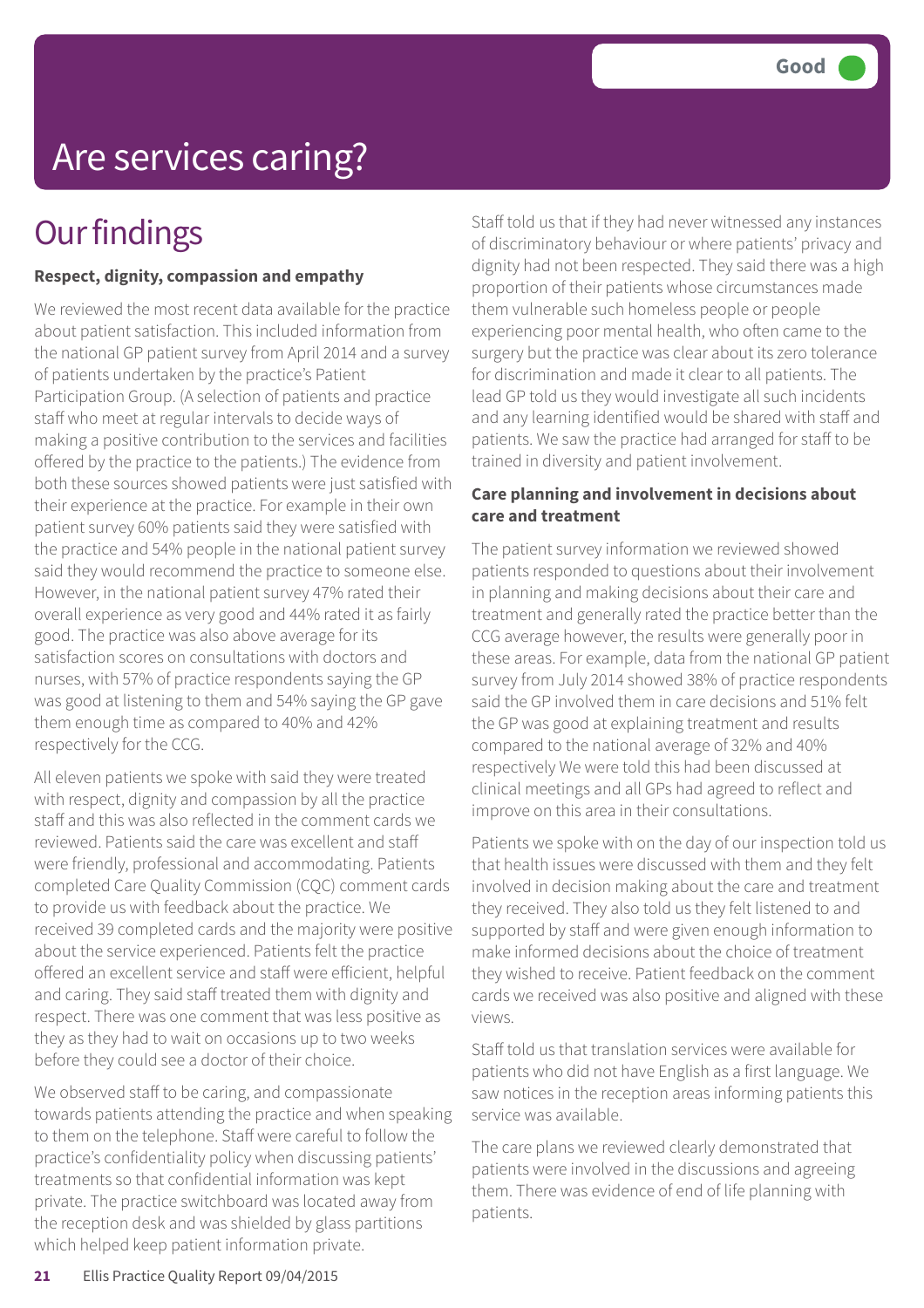Good

# Are services caring?

## Our findings

**Respect, dignity, compassion and empathy**

We reviewed the most recent data available for the practice about patient satisfaction. This included information from the national GP patient survey from April 2014 and a survey of patients undertaken by the practice's Patient Participation Group. (A selection of patients and practice staff who meet at regular intervals to decide ways of making a positive contribution to the services and facilities offered by the practice to the patients.) The evidence from both these sources showed patients were just satisfied with their experience at the practice. For example in their own patient survey 60% patients said they were satisfied with the practice and 54% people in the national patient survey said they would recommend the practice to someone else. However, in the national patient survey 47% rated their overall experience as very good and 44% rated it as fairly good. The practice was also above average for its satisfaction scores on consultations with doctors and nurses, with 57% of practice respondents saying the GP was good at listening to them and 54% saying the GP gave them enough time as compared to 40% and 42% respectively for the CCG.

All eleven patients we spoke with said they were treated with respect, dignity and compassion by all the practice staff and this was also reflected in the comment cards we reviewed. Patients said the care was excellent and staff were friendly, professional and accommodating. Patients completed Care Quality Commission (CQC) comment cards to provide us with feedback about the practice. We received 39 completed cards and the majority were positive about the service experienced. Patients felt the practice offered an excellent service and staff were efficient, helpful and caring. They said staff treated them with dignity and respect. There was one comment that was less positive as they as they had to wait on occasions up to two weeks before they could see a doctor of their choice.

We observed staff to be caring, and compassionate towards patients attending the practice and when speaking to them on the telephone. Staff were careful to follow the practice's confidentiality policy when discussing patients' treatments so that confidential information was kept private. The practice switchboard was located away from the reception desk and was shielded by glass partitions which helped keep patient information private.

Staff told us that if they had never witnessed any instances of discriminatory behaviour or where patients' privacy and dignity had not been respected. They said there was a high proportion of their patients whose circumstances made them vulnerable such homeless people or people experiencing poor mental health, who often came to the surgery but the practice was clear about its zero tolerance for discrimination and made it clear to all patients. The lead GP told us they would investigate all such incidents and any learning identified would be shared with staff and patients. We saw the practice had arranged for staff to be trained in diversity and patient involvement.

**Care planning and involvement in decisions about care and treatment**

The patient survey information we reviewed showed patients responded to questions about their involvement in planning and making decisions about their care and treatment and generally rated the practice better than the CCG average however, the results were generally poor in these areas. For example, data from the national GP patient survey from July 2014 showed 38% of practice respondents said the GP involved them in care decisions and 51% felt the GP was good at explaining treatment and results compared to the national average of 32% and 40% respectively We were told this had been discussed at clinical meetings and all GPs had agreed to reflect and improve on this area in their consultations.

Patients we spoke with on the day of our inspection told us that health issues were discussed with them and they felt involved in decision making about the care and treatment they received. They also told us they felt listened to and supported by staff and were given enough information to make informed decisions about the choice of treatment they wished to receive. Patient feedback on the comment cards we received was also positive and aligned with these views.

Staff told us that translation services were available for patients who did not have English as a first language. We saw notices in the reception areas informing patients this service was available.

The care plans we reviewed clearly demonstrated that patients were involved in the discussions and agreeing them. There was evidence of end of life planning with patients.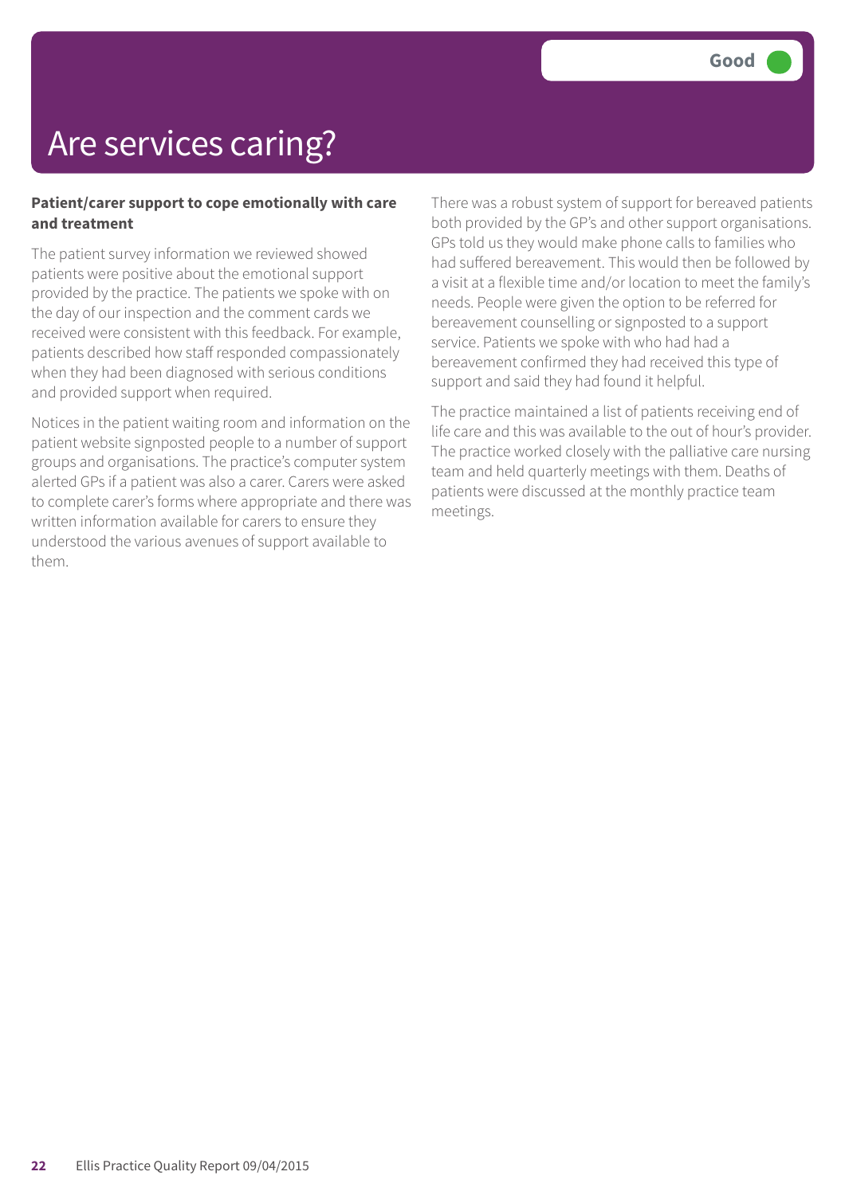# Are services caring?

Good

**Patient/carer support to cope emotionally with care and treatment**

The patient survey information we reviewed showed patients were positive about the emotional support provided by the practice. The patients we spoke with on the day of our inspection and the comment cards we received were consistent with this feedback. For example, patients described how staff responded compassionately when they had been diagnosed with serious conditions and provided support when required.

Notices in the patient waiting room and information on the patient website signposted people to a number of support groups and organisations. The practice's computer system alerted GPs if a patient was also a carer. Carers were asked to complete carer's forms where appropriate and there was written information available for carers to ensure they understood the various avenues of support available to them.

There was a robust system of support for bereaved patients both provided by the GP's and other support organisations. GPs told us they would make phone calls to families who had suffered bereavement. This would then be followed by a visit at a flexible time and/or location to meet the family's needs. People were given the option to be referred for bereavement counselling or signposted to a support service. Patients we spoke with who had had a bereavement confirmed they had received this type of support and said they had found it helpful.

The practice maintained a list of patients receiving end of life care and this was available to the out of hour's provider. The practice worked closely with the palliative care nursing team and held quarterly meetings with them. Deaths of patients were discussed at the monthly practice team meetings.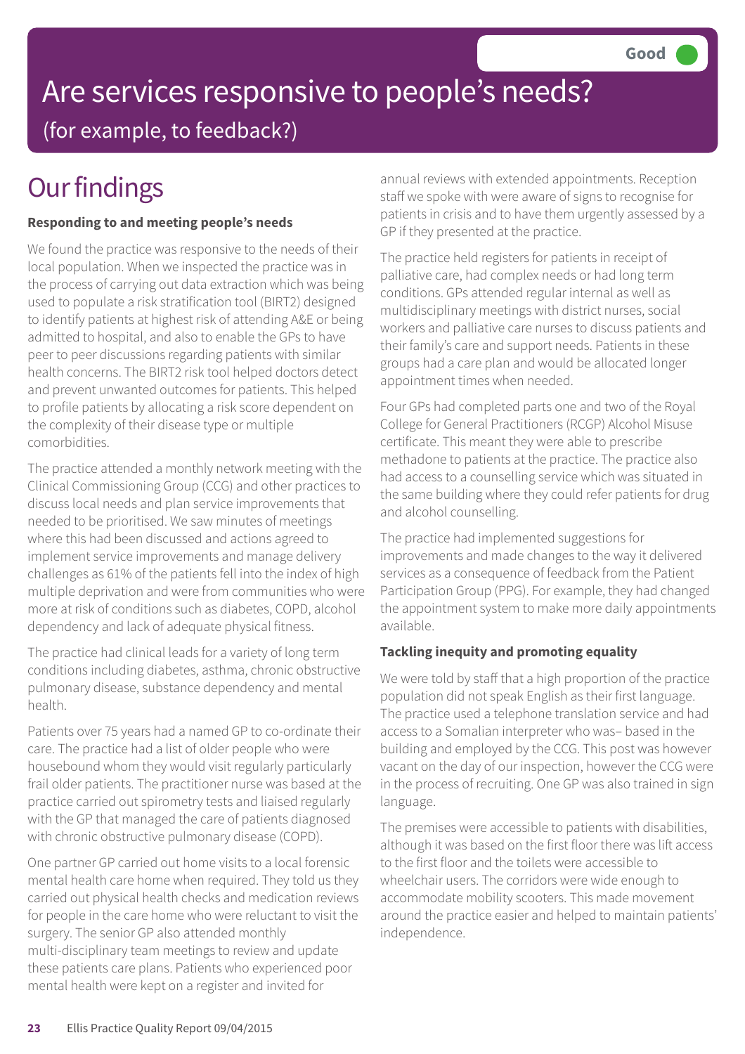Good

# Are services responsive to people's needs?

## (for example, to feedback?)

# Our findings

**Responding to and meeting people's needs**

We found the practice was responsive to the needs of their local population. When we inspected the practice was in the process of carrying out data extraction which was being used to populate a risk stratification tool (BIRT2) designed to identify patients at highest risk of attending A&E or being admitted to hospital, and also to enable the GPs to have peer to peer discussions regarding patients with similar health concerns. The BIRT2 risk tool helped doctors detect and prevent unwanted outcomes for patients. This helped to profile patients by allocating a risk score dependent on the complexity of their disease type or multiple comorbidities.

The practice attended a monthly network meeting with the Clinical Commissioning Group (CCG) and other practices to discuss local needs and plan service improvements that needed to be prioritised. We saw minutes of meetings where this had been discussed and actions agreed to implement service improvements and manage delivery challenges as 61% of the patients fell into the index of high multiple deprivation and were from communities who were more at risk of conditions such as diabetes, COPD, alcohol dependency and lack of adequate physical fitness.

The practice had clinical leads for a variety of long term conditions including diabetes, asthma, chronic obstructive pulmonary disease, substance dependency and mental health.

Patients over 75 years had a named GP to co-ordinate their care. The practice had a list of older people who were housebound whom they would visit regularly particularly frail older patients. The practitioner nurse was based at the practice carried out spirometry tests and liaised regularly with the GP that managed the care of patients diagnosed with chronic obstructive pulmonary disease (COPD).

One partner GP carried out home visits to a local forensic mental health care home when required. They told us they carried out physical health checks and medication reviews for people in the care home who were reluctant to visit the surgery. The senior GP also attended monthly multi-disciplinary team meetings to review and update these patients care plans. Patients who experienced poor mental health were kept on a register and invited for annual reviews with extended appointments. Reception staff we spoke with were aware of signs to recognise for patients in crisis and to have them urgently assessed by a GP if they presented at the practice.

The practice held registers for patients in receipt of palliative care, had complex needs or had long term conditions. GPs attended regular internal as well as multidisciplinary meetings with district nurses, social workers and palliative care nurses to discuss patients and their family's care and support needs. Patients in these groups had a care plan and would be allocated longer appointment times when needed.

Four GPs had completed parts one and two of the Royal College for General Practitioners (RCGP) Alcohol Misuse certificate. This meant they were able to prescribe methadone to patients at the practice. The practice also had access to a counselling service which was situated in the same building where they could refer patients for drug and alcohol counselling.

The practice had implemented suggestions for improvements and made changes to the way it delivered services as a consequence of feedback from the Patient Participation Group (PPG). For example, they had changed the appointment system to make more daily appointments available.

**Tackling inequity and promoting equality**

We were told by staff that a high proportion of the practice population did not speak English as their first language. The practice used a telephone translation service and had access to a Somalian interpreter who was– based in the building and employed by the CCG. This post was however vacant on the day of our inspection, however the CCG were in the process of recruiting. One GP was also trained in sign language.

The premises were accessible to patients with disabilities, although it was based on the first floor there was lift access to the first floor and the toilets were accessible to wheelchair users. The corridors were wide enough to accommodate mobility scooters. This made movement around the practice easier and helped to maintain patients' independence.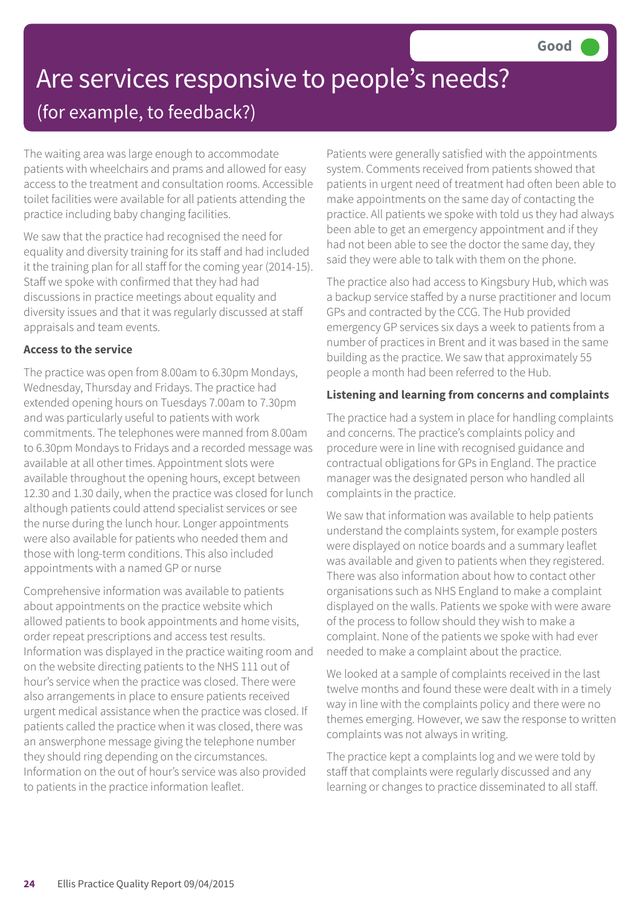Good

# Are services responsive to people's needs?

## (for example, to feedback?)

The waiting area was large enough to accommodate patients with wheelchairs and prams and allowed for easy access to the treatment and consultation rooms. Accessible toilet facilities were available for all patients attending the practice including baby changing facilities.

We saw that the practice had recognised the need for equality and diversity training for its staff and had included it the training plan for all staff for the coming year (2014-15). Staff we spoke with confirmed that they had had discussions in practice meetings about equality and diversity issues and that it was regularly discussed at staff appraisals and team events.

**Access to the service**

The practice was open from 8.00am to 6.30pm Mondays, Wednesday, Thursday and Fridays. The practice had extended opening hours on Tuesdays 7.00am to 7.30pm and was particularly useful to patients with work commitments. The telephones were manned from 8.00am to 6.30pm Mondays to Fridays and a recorded message was available at all other times. Appointment slots were available throughout the opening hours, except between 12.30 and 1.30 daily, when the practice was closed for lunch although patients could attend specialist services or see the nurse during the lunch hour. Longer appointments were also available for patients who needed them and those with long-term conditions. This also included appointments with a named GP or nurse

Comprehensive information was available to patients about appointments on the practice website which allowed patients to book appointments and home visits, order repeat prescriptions and access test results. Information was displayed in the practice waiting room and on the website directing patients to the NHS 111 out of hour's service when the practice was closed. There were also arrangements in place to ensure patients received urgent medical assistance when the practice was closed. If patients called the practice when it was closed, there was an answerphone message giving the telephone number they should ring depending on the circumstances. Information on the out of hour's service was also provided to patients in the practice information leaflet.

Patients were generally satisfied with the appointments system. Comments received from patients showed that patients in urgent need of treatment had often been able to make appointments on the same day of contacting the practice. All patients we spoke with told us they had always been able to get an emergency appointment and if they had not been able to see the doctor the same day, they said they were able to talk with them on the phone.

The practice also had access to Kingsbury Hub, which was a backup service staffed by a nurse practitioner and locum GPs and contracted by the CCG. The Hub provided emergency GP services six days a week to patients from a number of practices in Brent and it was based in the same building as the practice. We saw that approximately 55 people a month had been referred to the Hub.

**Listening and learning from concerns and complaints**

The practice had a system in place for handling complaints and concerns. The practice's complaints policy and procedure were in line with recognised guidance and contractual obligations for GPs in England. The practice manager was the designated person who handled all complaints in the practice.

We saw that information was available to help patients understand the complaints system, for example posters were displayed on notice boards and a summary leaflet was available and given to patients when they registered. There was also information about how to contact other organisations such as NHS England to make a complaint displayed on the walls. Patients we spoke with were aware of the process to follow should they wish to make a complaint. None of the patients we spoke with had ever needed to make a complaint about the practice.

We looked at a sample of complaints received in the last twelve months and found these were dealt with in a timely way in line with the complaints policy and there were no themes emerging. However, we saw the response to written complaints was not always in writing.

The practice kept a complaints log and we were told by staff that complaints were regularly discussed and any learning or changes to practice disseminated to all staff.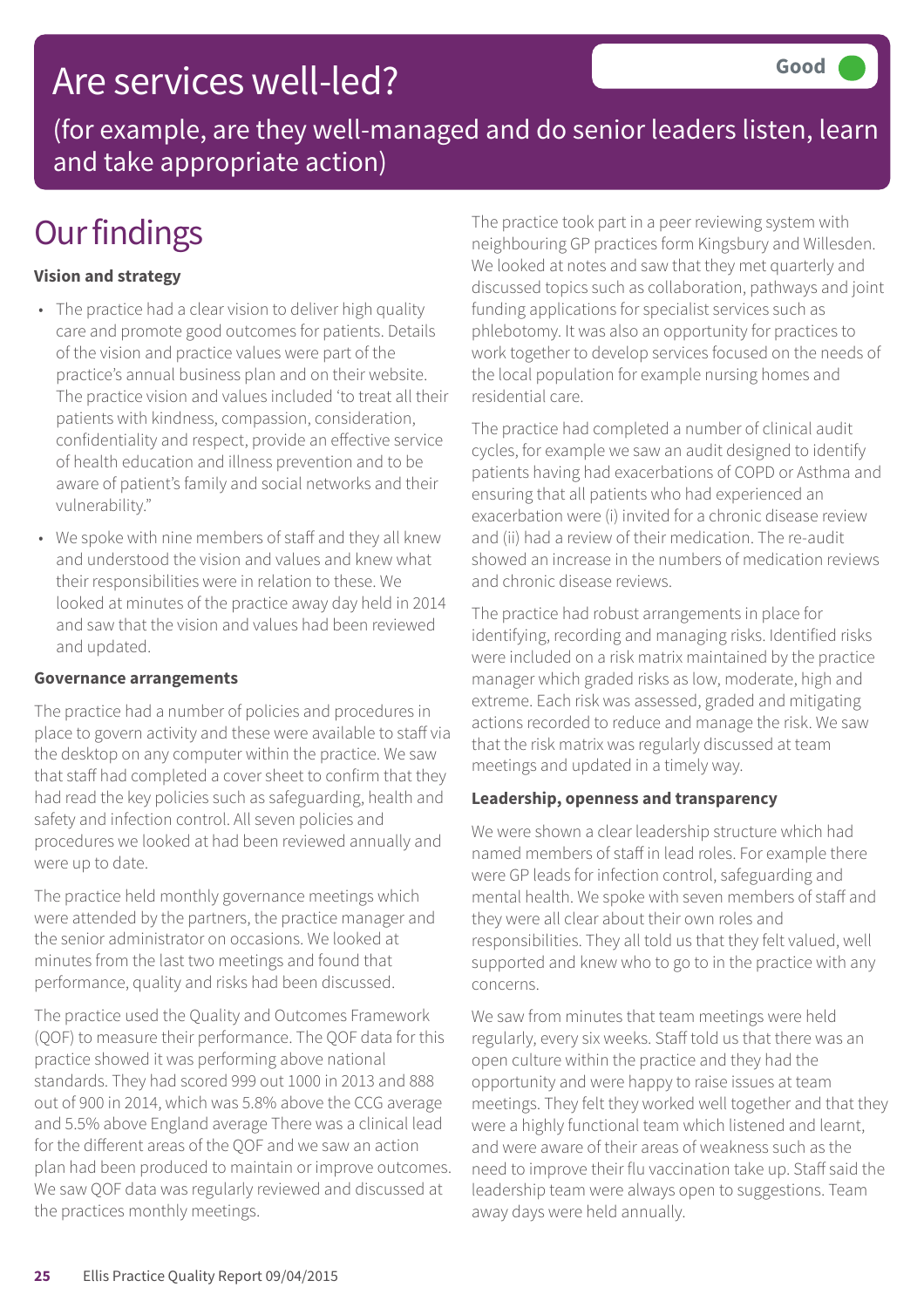# Are services well-led?

**Good**

(for example, are they well-managed and do senior leaders listen, learn and take appropriate action)

## Our findings

**Vision and strategy**

- The practice had a clear vision to deliver high quality care and promote good outcomes for patients. Details of the vision and practice values were part of the practice's annual business plan and on their website. The practice vision and values included 'to treat all their patients with kindness, compassion, consideration, confidentiality and respect, provide an effective service of health education and illness prevention and to be aware of patient's family and social networks and their vulnerability."
- We spoke with nine members of staff and they all knew and understood the vision and values and knew what their responsibilities were in relation to these. We looked at minutes of the practice away day held in 2014 and saw that the vision and values had been reviewed and updated.

**Governance arrangements**

The practice had a number of policies and procedures in place to govern activity and these were available to staff via the desktop on any computer within the practice. We saw that staff had completed a cover sheet to confirm that they had read the key policies such as safeguarding, health and safety and infection control. All seven policies and procedures we looked at had been reviewed annually and were up to date.

The practice held monthly governance meetings which were attended by the partners, the practice manager and the senior administrator on occasions. We looked at minutes from the last two meetings and found that performance, quality and risks had been discussed.

The practice used the Quality and Outcomes Framework (QOF) to measure their performance. The QOF data for this practice showed it was performing above national standards. They had scored 999 out 1000 in 2013 and 888 out of 900 in 2014, which was 5.8% above the CCG average and 5.5% above England average There was a clinical lead for the different areas of the QOF and we saw an action plan had been produced to maintain or improve outcomes. We saw QOF data was regularly reviewed and discussed at the practices monthly meetings.

The practice took part in a peer reviewing system with neighbouring GP practices form Kingsbury and Willesden. We looked at notes and saw that they met quarterly and discussed topics such as collaboration, pathways and joint funding applications for specialist services such as phlebotomy. It was also an opportunity for practices to work together to develop services focused on the needs of the local population for example nursing homes and residential care.

The practice had completed a number of clinical audit cycles, for example we saw an audit designed to identify patients having had exacerbations of COPD or Asthma and ensuring that all patients who had experienced an exacerbation were (i) invited for a chronic disease review and (ii) had a review of their medication. The re-audit showed an increase in the numbers of medication reviews and chronic disease reviews.

The practice had robust arrangements in place for identifying, recording and managing risks. Identified risks were included on a risk matrix maintained by the practice manager which graded risks as low, moderate, high and extreme. Each risk was assessed, graded and mitigating actions recorded to reduce and manage the risk. We saw that the risk matrix was regularly discussed at team meetings and updated in a timely way.

**Leadership, openness and transparency**

We were shown a clear leadership structure which had named members of staff in lead roles. For example there were GP leads for infection control, safeguarding and mental health. We spoke with seven members of staff and they were all clear about their own roles and responsibilities. They all told us that they felt valued, well supported and knew who to go to in the practice with any concerns.

We saw from minutes that team meetings were held regularly, every six weeks. Staff told us that there was an open culture within the practice and they had the opportunity and were happy to raise issues at team meetings. They felt they worked well together and that they were a highly functional team which listened and learnt, and were aware of their areas of weakness such as the need to improve their flu vaccination take up. Staff said the leadership team were always open to suggestions. Team away days were held annually.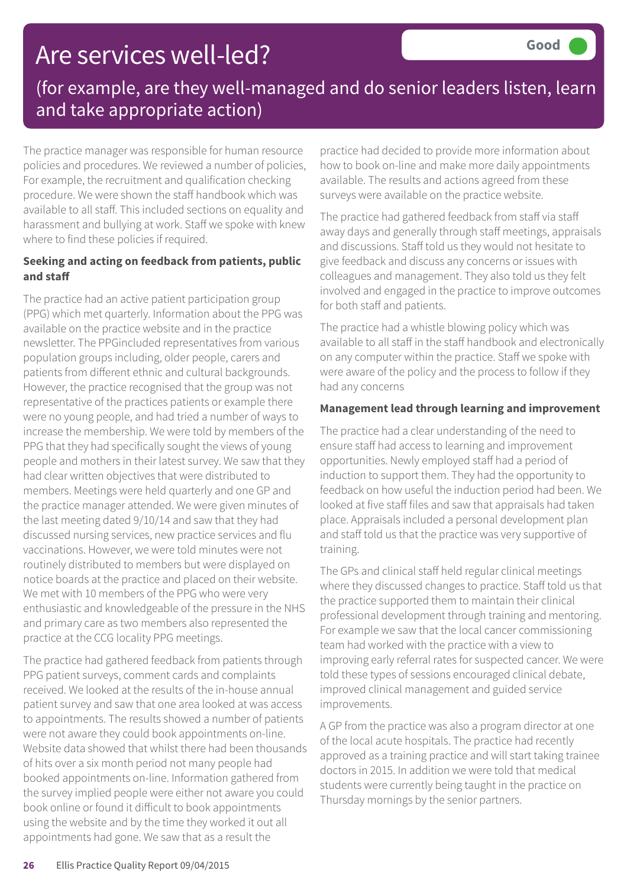# Are services well-led?

Good

(for example, are they well-managed and do senior leaders listen, learn and take appropriate action)

The practice manager was responsible for human resource policies and procedures. We reviewed a number of policies, For example, the recruitment and qualification checking procedure. We were shown the staff handbook which was available to all staff. This included sections on equality and harassment and bullying at work. Staff we spoke with knew where to find these policies if required.

**Seeking and acting on feedback from patients, public and staff**

The practice had an active patient participation group (PPG) which met quarterly. Information about the PPG was available on the practice website and in the practice newsletter. The PPGincluded representatives from various population groups including, older people, carers and patients from different ethnic and cultural backgrounds. However, the practice recognised that the group was not representative of the practices patients or example there were no young people, and had tried a number of ways to increase the membership. We were told by members of the PPG that they had specifically sought the views of young people and mothers in their latest survey. We saw that they had clear written objectives that were distributed to members. Meetings were held quarterly and one GP and the practice manager attended. We were given minutes of the last meeting dated 9/10/14 and saw that they had discussed nursing services, new practice services and flu vaccinations. However, we were told minutes were not routinely distributed to members but were displayed on notice boards at the practice and placed on their website. We met with 10 members of the PPG who were very enthusiastic and knowledgeable of the pressure in the NHS and primary care as two members also represented the practice at the CCG locality PPG meetings.

The practice had gathered feedback from patients through PPG patient surveys, comment cards and complaints received. We looked at the results of the in-house annual patient survey and saw that one area looked at was access to appointments. The results showed a number of patients were not aware they could book appointments on-line. Website data showed that whilst there had been thousands of hits over a six month period not many people had booked appointments on-line. Information gathered from the survey implied people were either not aware you could book online or found it difficult to book appointments using the website and by the time they worked it out all appointments had gone. We saw that as a result the practice had decided to provide more information about how to book on-line and make more daily appointments available. The results and actions agreed from these surveys were available on the practice website.

The practice had gathered feedback from staff via staff away days and generally through staff meetings, appraisals and discussions. Staff told us they would not hesitate to give feedback and discuss any concerns or issues with colleagues and management. They also told us they felt involved and engaged in the practice to improve outcomes for both staff and patients.

The practice had a whistle blowing policy which was available to all staff in the staff handbook and electronically on any computer within the practice. Staff we spoke with were aware of the policy and the process to follow if they had any concerns

**Management lead through learning and improvement**

The practice had a clear understanding of the need to ensure staff had access to learning and improvement opportunities. Newly employed staff had a period of induction to support them. They had the opportunity to feedback on how useful the induction period had been. We looked at five staff files and saw that appraisals had taken place. Appraisals included a personal development plan and staff told us that the practice was very supportive of training.

The GPs and clinical staff held regular clinical meetings where they discussed changes to practice. Staff told us that the practice supported them to maintain their clinical professional development through training and mentoring. For example we saw that the local cancer commissioning team had worked with the practice with a view to improving early referral rates for suspected cancer. We were told these types of sessions encouraged clinical debate, improved clinical management and guided service improvements.

A GP from the practice was also a program director at one of the local acute hospitals. The practice had recently approved as a training practice and will start taking trainee doctors in 2015. In addition we were told that medical students were currently being taught in the practice on Thursday mornings by the senior partners.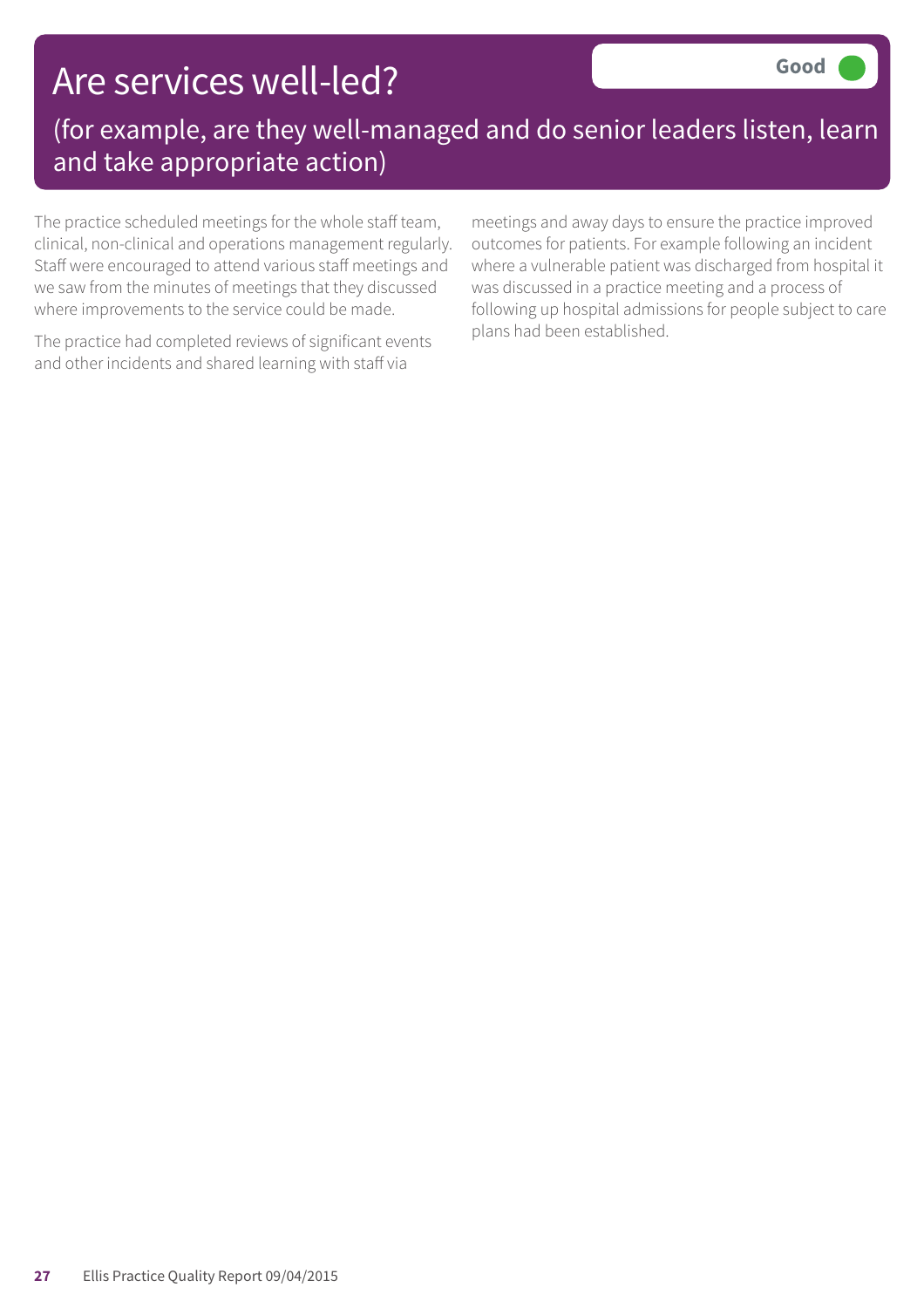# Are services well-led?

**Good**

## (for example, are they well-managed and do senior leaders listen, learn and take appropriate action)

The practice scheduled meetings for the whole staff team, clinical, non-clinical and operations management regularly. Staff were encouraged to attend various staff meetings and we saw from the minutes of meetings that they discussed where improvements to the service could be made.

The practice had completed reviews of significant events and other incidents and shared learning with staff via meetings and away days to ensure the practice improved outcomes for patients. For example following an incident where a vulnerable patient was discharged from hospital it was discussed in a practice meeting and a process of following up hospital admissions for people subject to care plans had been established.